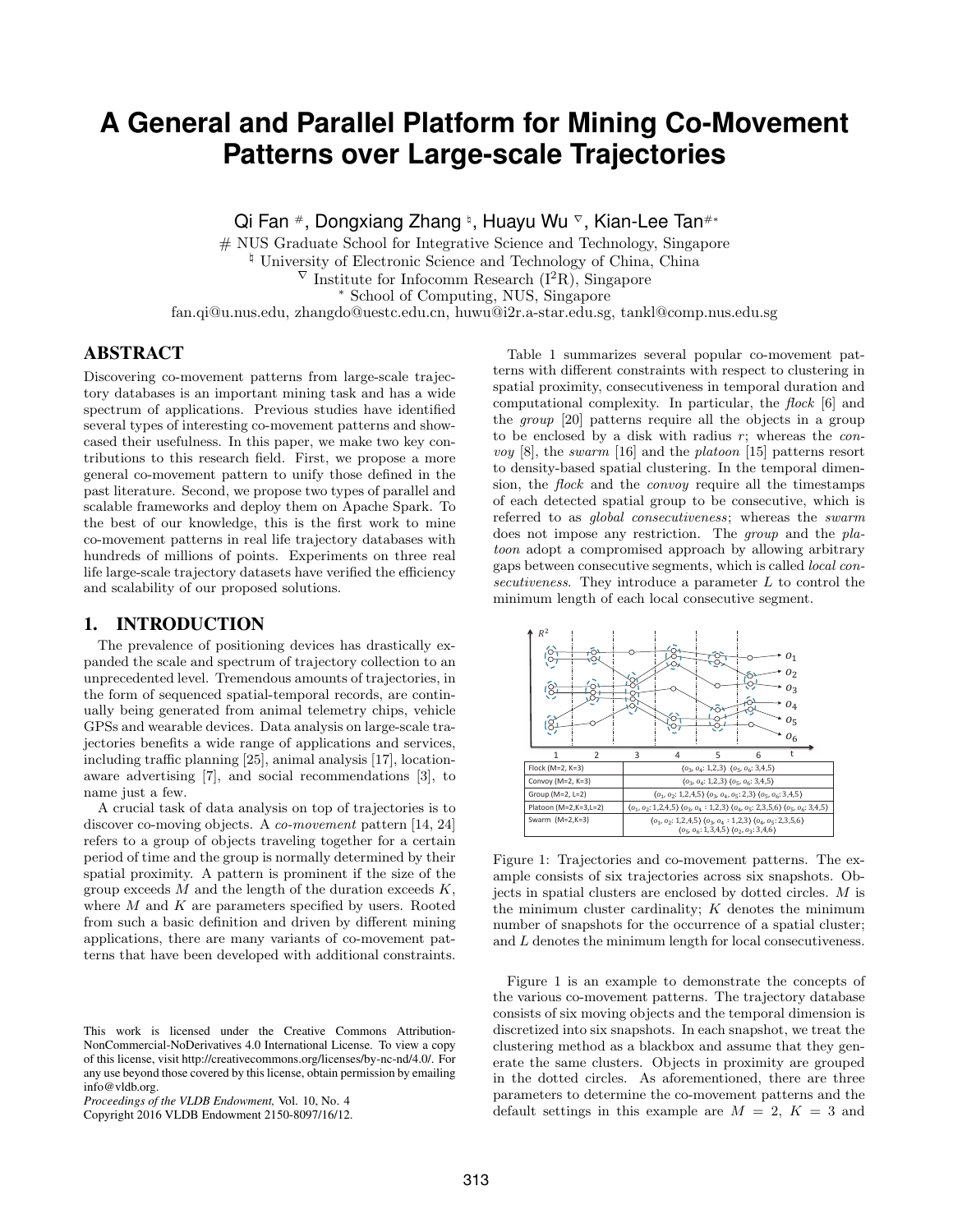# A General and Parallel Platform for Mining Co-Movement Patterns over Large-scale Trajectories

Qi Fan [#], Dongxiang Zhang [♮], Huayu Wu [∇], Kian-Lee Tan [#*]

[#] NUS Graduate School for Integrative Science and Technology, Singapore
[♮] University of Electronic Science and Technology of China, China
[∇] Institute for Infocomm Research (I²R), Singapore
[*] School of Computing, NUS, Singapore

fan.qi@u.nus.edu, zhangdo@uestc.edu.cn, huwu@i2r.a-star.edu.sg, tankl@comp.nus.edu.sg

## ABSTRACT

Discovering co-movement patterns from large-scale trajectory databases is an important mining task and has a wide spectrum of applications. Previous studies have identified several types of interesting co-movement patterns and showcased their usefulness. In this paper, we make two key contributions to this research field. First, we propose a more general co-movement pattern to unify those defined in the past literature. Second, we propose two types of parallel and scalable frameworks and deploy them on Apache Spark. To the best of our knowledge, this is the first work to mine co-movement patterns in real life trajectory databases with hundreds of millions of points. Experiments on three real life large-scale trajectory datasets have verified the efficiency and scalability of our proposed solutions.

## 1. INTRODUCTION

The prevalence of positioning devices has drastically expanded the scale and spectrum of trajectory collection to an unprecedented level. Tremendous amounts of trajectories, in the form of sequenced spatial-temporal records, are continually being generated from animal telemetry chips, vehicle GPSs and wearable devices. Data analysis on large-scale trajectories benefits a wide range of applications and services, including traffic planning [25], animal analysis [17], location-aware advertising [7], and social recommendations [3], to name just a few.

A crucial task of data analysis on top of trajectories is to discover co-moving objects. A *co-movement* pattern [14, 24] refers to a group of objects traveling together for a certain period of time and the group is normally determined by their spatial proximity. A pattern is prominent if the size of the group exceeds $M$ and the length of the duration exceeds $K$, where $M$ and $K$ are parameters specified by users. Rooted from such a basic definition and driven by different mining applications, there are many variants of co-movement patterns that have been developed with additional constraints.

Table 1 summarizes several popular co-movement patterns with different constraints with respect to clustering in spatial proximity, consecutiveness in temporal duration and computational complexity. In particular, the *flock* [6] and the *group* [20] patterns require all the objects in a group to be enclosed by a disk with radius $r$; whereas the *convoy* [8], the *swarm* [16] and the *platoon* [15] patterns resort to density-based spatial clustering. In the temporal dimension, the *flock* and the *convoy* require all the timestamps of each detected spatial group to be consecutive, which is referred to as *global consecutiveness*; whereas the *swarm* does not impose any restriction. The *group* and the *platoon* adopt a compromised approach by allowing arbitrary gaps between consecutive segments, which is called *local consecutiveness*. They introduce a parameter $L$ to control the minimum length of each local consecutive segment.

| Pattern | Results |
|---|---|
| Flock (M=2, K=3) | $\langle o_3, o_4$: 1,2,3$\rangle$ $\langle o_5, o_6$: 3,4,5$\rangle$ |
| Convoy (M=2, K=3) | $\langle o_3, o_4$: 1,2,3$\rangle$ $\langle o_5, o_6$: 3,4,5$\rangle$ |
| Group (M=2, L=2) | $\langle o_1, o_2$: 1,2,4,5$\rangle$ $\langle o_3, o_4$: 2,3$\rangle$ $\langle o_5, o_6$: 3,4,5$\rangle$ |
| Platoon (M=2,K=3,L=2) | $\langle o_1, o_2$: 1,2,4,5$\rangle$ $\langle o_3, o_4$ : 1,2,3$\rangle$ $\langle o_4, o_5$: 2,3,5,6$\rangle$ $\langle o_5, o_6$: 3,4,5$\rangle$ |
| Swarm (M=2,K=3) | $\langle o_1, o_2$: 1,2,4,5$\rangle$ $\langle o_3, o_4$ : 1,2,3$\rangle$ $\langle o_4, o_5$: 2,3,5,6$\rangle$ $\langle o_5, o_6$: 1,3,4,5$\rangle$ $\langle o_2, o_3$: 3,4,6$\rangle$ |

Figure 1: Trajectories and co-movement patterns. The example consists of six trajectories across six snapshots. Objects in spatial clusters are enclosed by dotted circles. $M$ is the minimum cluster cardinality; $K$ denotes the minimum number of snapshots for the occurrence of a spatial cluster; and $L$ denotes the minimum length for local consecutiveness.

Figure 1 is an example to demonstrate the concepts of the various co-movement patterns. The trajectory database consists of six moving objects and the temporal dimension is discretized into six snapshots. In each snapshot, we treat the clustering method as a blackbox and assume that they generate the same clusters. Objects in proximity are grouped in the dotted circles. As aforementioned, there are three parameters to determine the co-movement patterns and the default settings in this example are $M = 2$, $K = 3$ and

This work is licensed under the Creative Commons Attribution-NonCommercial-NoDerivatives 4.0 International License. To view a copy of this license, visit http://creativecommons.org/licenses/by-nc-nd/4.0/. For any use beyond those covered by this license, obtain permission by emailing info@vldb.org.

*Proceedings of the VLDB Endowment,* Vol. 10, No. 4
Copyright 2016 VLDB Endowment 2150-8097/16/12.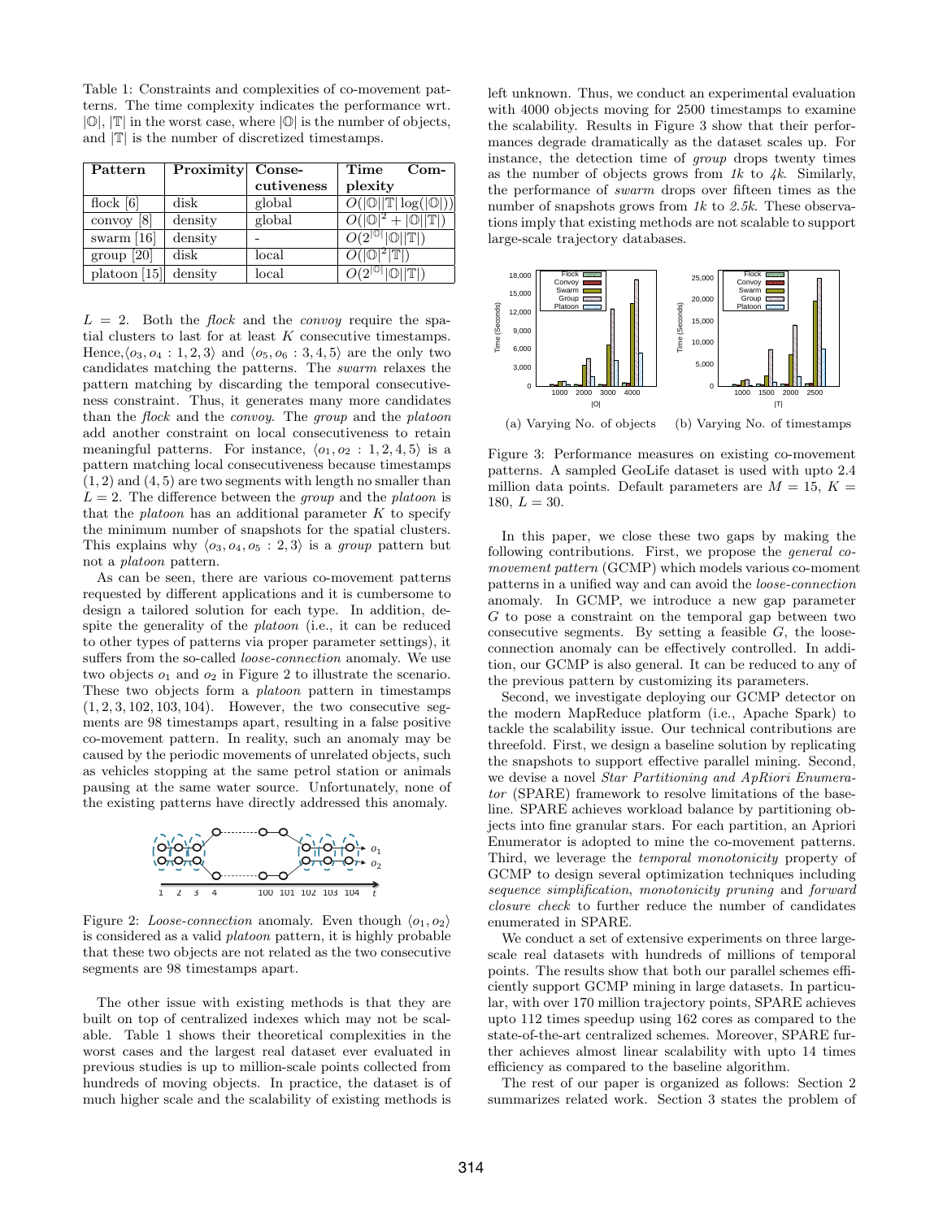Table 1: Constraints and complexities of co-movement patterns. The time complexity indicates the performance wrt. $|\mathbb{O}|$, $|\mathbb{T}|$ in the worst case, where $|\mathbb{O}|$ is the number of objects, and $|\mathbb{T}|$ is the number of discretized timestamps.

| Pattern | Proximity | Consecutiveness | Time Complexity |
|---|---|---|---|
| flock [6] | disk | global | $O(\lvert\mathbb{O}\rvert\lvert\mathbb{T}\rvert\log(\lvert\mathbb{O}\rvert))$ |
| convoy [8] | density | global | $O(\lvert\mathbb{O}\rvert^2 + \lvert\mathbb{O}\rvert\lvert\mathbb{T}\rvert)$ |
| swarm [16] | density | - | $O(2^{\lvert\mathbb{O}\rvert}\lvert\mathbb{O}\rvert\lvert\mathbb{T}\rvert)$ |
| group [20] | disk | local | $O(\lvert\mathbb{O}\rvert^2\lvert\mathbb{T}\rvert)$ |
| platoon [15] | density | local | $O(2^{\lvert\mathbb{O}\rvert}\lvert\mathbb{O}\rvert\lvert\mathbb{T}\rvert)$ |

$L = 2$. Both the *flock* and the *convoy* require the spatial clusters to last for at least $K$ consecutive timestamps. Hence, $\langle o_3, o_4 : 1, 2, 3\rangle$ and $\langle o_5, o_6 : 3, 4, 5\rangle$ are the only two candidates matching the patterns. The *swarm* relaxes the pattern matching by discarding the temporal consecutiveness constraint. Thus, it generates many more candidates than the *flock* and the *convoy*. The *group* and the *platoon* add another constraint on local consecutiveness to retain meaningful patterns. For instance, $\langle o_1, o_2 : 1, 2, 4, 5\rangle$ is a pattern matching local consecutiveness because timestamps $(1, 2)$ and $(4, 5)$ are two segments with length no smaller than $L = 2$. The difference between the *group* and the *platoon* is that the *platoon* has an additional parameter $K$ to specify the minimum number of snapshots for the spatial clusters. This explains why $\langle o_3, o_4, o_5 : 2, 3\rangle$ is a *group* pattern but not a *platoon* pattern.

As can be seen, there are various co-movement patterns requested by different applications and it is cumbersome to design a tailored solution for each type. In addition, despite the generality of the *platoon* (i.e., it can be reduced to other types of patterns via proper parameter settings), it suffers from the so-called *loose-connection* anomaly. We use two objects $o_1$ and $o_2$ in Figure 2 to illustrate the scenario. These two objects form a *platoon* pattern in timestamps $(1, 2, 3, 102, 103, 104)$. However, the two consecutive segments are 98 timestamps apart, resulting in a false positive co-movement pattern. In reality, such an anomaly may be caused by the periodic movements of unrelated objects, such as vehicles stopping at the same petrol station or animals pausing at the same water source. Unfortunately, none of the existing patterns have directly addressed this anomaly.

Figure 2: *Loose-connection* anomaly. Even though $\langle o_1, o_2\rangle$ is considered as a valid *platoon* pattern, it is highly probable that these two objects are not related as the two consecutive segments are 98 timestamps apart.

The other issue with existing methods is that they are built on top of centralized indexes which may not be scalable. Table 1 shows their theoretical complexities in the worst cases and the largest real dataset ever evaluated in previous studies is up to million-scale points collected from hundreds of moving objects. In practice, the dataset is of much higher scale and the scalability of existing methods is left unknown. Thus, we conduct an experimental evaluation with 4000 objects moving for 2500 timestamps to examine the scalability. Results in Figure 3 show that their performances degrade dramatically as the dataset scales up. For instance, the detection time of *group* drops twenty times as the number of objects grows from *1k* to *4k*. Similarly, the performance of *swarm* drops over fifteen times as the number of snapshots grows from *1k* to *2.5k*. These observations imply that existing methods are not scalable to support large-scale trajectory databases.

(a) Varying No. of objects (b) Varying No. of timestamps

Figure 3: Performance measures on existing co-movement patterns. A sampled GeoLife dataset is used with upto 2.4 million data points. Default parameters are $M = 15$, $K = 180$, $L = 30$.

In this paper, we close these two gaps by making the following contributions. First, we propose the *general co-movement pattern* (GCMP) which models various co-moment patterns in a unified way and can avoid the *loose-connection* anomaly. In GCMP, we introduce a new gap parameter $G$ to pose a constraint on the temporal gap between two consecutive segments. By setting a feasible $G$, the loose-connection anomaly can be effectively controlled. In addition, our GCMP is also general. It can be reduced to any of the previous pattern by customizing its parameters.

Second, we investigate deploying our GCMP detector on the modern MapReduce platform (i.e., Apache Spark) to tackle the scalability issue. Our technical contributions are threefold. First, we design a baseline solution by replicating the snapshots to support effective parallel mining. Second, we devise a novel *Star Partitioning and ApRiori Enumerator* (SPARE) framework to resolve limitations of the baseline. SPARE achieves workload balance by partitioning objects into fine granular stars. For each partition, an Apriori Enumerator is adopted to mine the co-movement patterns. Third, we leverage the *temporal monotonicity* property of GCMP to design several optimization techniques including *sequence simplification*, *monotonicity pruning* and *forward closure check* to further reduce the number of candidates enumerated in SPARE.

We conduct a set of extensive experiments on three large-scale real datasets with hundreds of millions of temporal points. The results show that both our parallel schemes efficiently support GCMP mining in large datasets. In particular, with over 170 million trajectory points, SPARE achieves upto 112 times speedup using 162 cores as compared to the state-of-the-art centralized schemes. Moreover, SPARE further achieves almost linear scalability with upto 14 times efficiency as compared to the baseline algorithm.

The rest of our paper is organized as follows: Section 2 summarizes related work. Section 3 states the problem of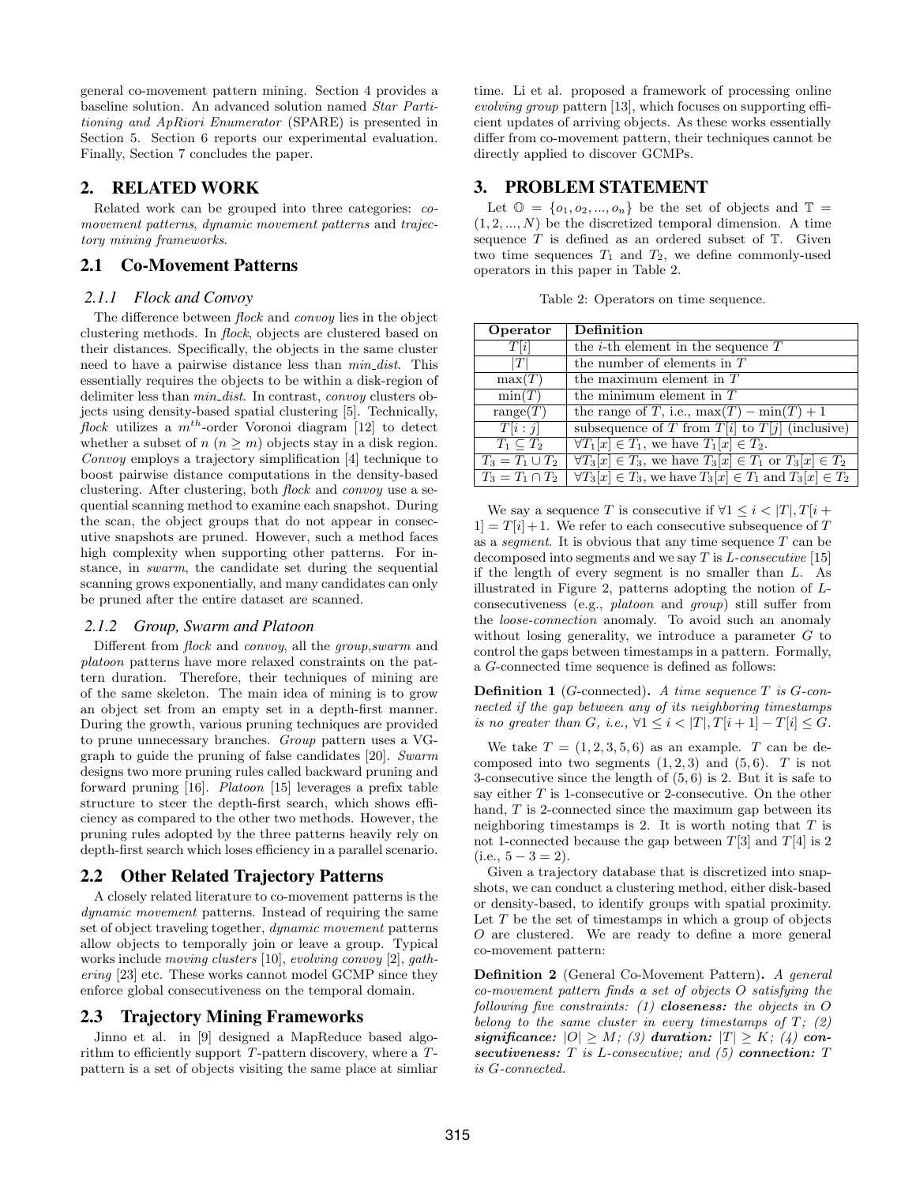general co-movement pattern mining. Section 4 provides a baseline solution. An advanced solution named *Star Partitioning and ApRiori Enumerator* (SPARE) is presented in Section 5. Section 6 reports our experimental evaluation. Finally, Section 7 concludes the paper.

## 2. RELATED WORK

Related work can be grouped into three categories: *co-movement patterns*, *dynamic movement patterns* and *trajectory mining frameworks*.

## 2.1 Co-Movement Patterns

### 2.1.1 Flock and Convoy

The difference between *flock* and *convoy* lies in the object clustering methods. In *flock*, objects are clustered based on their distances. Specifically, the objects in the same cluster need to have a pairwise distance less than *min_dist*. This essentially requires the objects to be within a disk-region of delimiter less than *min_dist*. In contrast, *convoy* clusters objects using density-based spatial clustering [5]. Technically, *flock* utilizes a $m^{th}$-order Voronoi diagram [12] to detect whether a subset of $n$ ($n \geq m$) objects stay in a disk region. *Convoy* employs a trajectory simplification [4] technique to boost pairwise distance computations in the density-based clustering. After clustering, both *flock* and *convoy* use a sequential scanning method to examine each snapshot. During the scan, the object groups that do not appear in consecutive snapshots are pruned. However, such a method faces high complexity when supporting other patterns. For instance, in *swarm*, the candidate set during the sequential scanning grows exponentially, and many candidates can only be pruned after the entire dataset are scanned.

### 2.1.2 Group, Swarm and Platoon

Different from *flock* and *convoy*, all the *group*,*swarm* and *platoon* patterns have more relaxed constraints on the pattern duration. Therefore, their techniques of mining are of the same skeleton. The main idea of mining is to grow an object set from an empty set in a depth-first manner. During the growth, various pruning techniques are provided to prune unnecessary branches. *Group* pattern uses a VG-graph to guide the pruning of false candidates [20]. *Swarm* designs two more pruning rules called backward pruning and forward pruning [16]. *Platoon* [15] leverages a prefix table structure to steer the depth-first search, which shows efficiency as compared to the other two methods. However, the pruning rules adopted by the three patterns heavily rely on depth-first search which loses efficiency in a parallel scenario.

## 2.2 Other Related Trajectory Patterns

A closely related literature to co-movement patterns is the *dynamic movement* patterns. Instead of requiring the same set of objects traveling together, *dynamic movement* patterns allow objects to temporally join or leave a group. Typical works include *moving clusters* [10], *evolving convoy* [2], *gathering* [23] etc. These works cannot model GCMP since they enforce global consecutiveness on the temporal domain.

## 2.3 Trajectory Mining Frameworks

Jinno et al. in [9] designed a MapReduce based algorithm to efficiently support $T$-pattern discovery, where a $T$-pattern is a set of objects visiting the same place at simliar time. Li et al. proposed a framework of processing online *evolving group* pattern [13], which focuses on supporting efficient updates of arriving objects. As these works essentially differ from co-movement pattern, their techniques cannot be directly applied to discover GCMPs.

## 3. PROBLEM STATEMENT

Let $\mathbb{O} = \{o_1, o_2, ..., o_n\}$ be the set of objects and $\mathbb{T} = (1, 2, ..., N)$ be the discretized temporal dimension. A time sequence $T$ is defined as an ordered subset of $\mathbb{T}$. Given two time sequences $T_1$ and $T_2$, we define commonly-used operators in this paper in Table 2.

Table 2: Operators on time sequence.

| Operator | Definition |
|---|---|
| $T[i]$ | the $i$-th element in the sequence $T$ |
| $\|T\|$ | the number of elements in $T$ |
| $\max(T)$ | the maximum element in $T$ |
| $\min(T)$ | the minimum element in $T$ |
| $\text{range}(T)$ | the range of $T$, i.e., $\max(T) - \min(T) + 1$ |
| $T[i:j]$ | subsequence of $T$ from $T[i]$ to $T[j]$ (inclusive) |
| $T_1 \subseteq T_2$ | $\forall T_1[x] \in T_1$, we have $T_1[x] \in T_2$. |
| $T_3 = T_1 \cup T_2$ | $\forall T_3[x] \in T_3$, we have $T_3[x] \in T_1$ or $T_3[x] \in T_2$ |
| $T_3 = T_1 \cap T_2$ | $\forall T_3[x] \in T_3$, we have $T_3[x] \in T_1$ and $T_3[x] \in T_2$ |

We say a sequence $T$ is consecutive if $\forall 1 \leq i < |T|, T[i+1] = T[i]+1$. We refer to each consecutive subsequence of $T$ as a *segment*. It is obvious that any time sequence $T$ can be decomposed into segments and we say $T$ is $L$-*consecutive* [15] if the length of every segment is no smaller than $L$. As illustrated in Figure 2, patterns adopting the notion of $L$-consecutiveness (e.g., *platoon* and *group*) still suffer from the *loose-connection* anomaly. To avoid such an anomaly without losing generality, we introduce a parameter $G$ to control the gaps between timestamps in a pattern. Formally, a $G$-connected time sequence is defined as follows:

**Definition 1** ($G$-connected). *A time sequence $T$ is $G$-connected if the gap between any of its neighboring timestamps is no greater than $G$, i.e., $\forall 1 \leq i < |T|, T[i+1] - T[i] \leq G$.*

We take $T = (1, 2, 3, 5, 6)$ as an example. $T$ can be decomposed into two segments $(1, 2, 3)$ and $(5, 6)$. $T$ is not 3-consecutive since the length of $(5, 6)$ is 2. But it is safe to say either $T$ is 1-consecutive or 2-consecutive. On the other hand, $T$ is 2-connected since the maximum gap between its neighboring timestamps is 2. It is worth noting that $T$ is not 1-connected because the gap between $T[3]$ and $T[4]$ is 2 (i.e., $5 - 3 = 2$).

Given a trajectory database that is discretized into snapshots, we can conduct a clustering method, either disk-based or density-based, to identify groups with spatial proximity. Let $T$ be the set of timestamps in which a group of objects $O$ are clustered. We are ready to define a more general co-movement pattern:

**Definition 2** (General Co-Movement Pattern). *A general co-movement pattern finds a set of objects $O$ satisfying the following five constraints: (1) **closeness:** the objects in $O$ belong to the same cluster in every timestamps of $T$; (2) **significance:** $|O| \geq M$; (3) **duration:** $|T| \geq K$; (4) **consecutiveness:** $T$ is $L$-consecutive; and (5) **connection:** $T$ is $G$-connected.*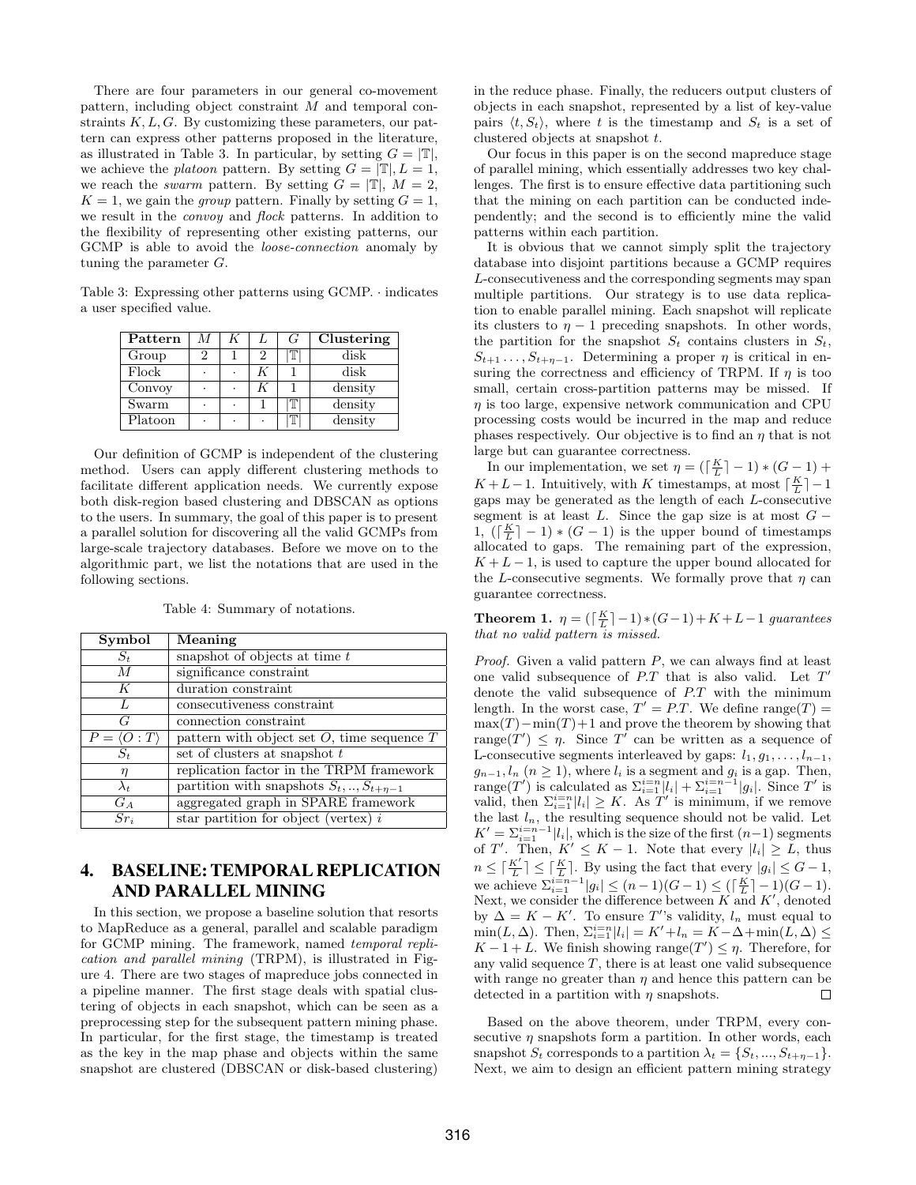There are four parameters in our general co-movement pattern, including object constraint $M$ and temporal constraints $K, L, G$. By customizing these parameters, our pattern can express other patterns proposed in the literature, as illustrated in Table 3. In particular, by setting $G = |\mathbb{T}|$, we achieve the *platoon* pattern. By setting $G = |\mathbb{T}|, L = 1$, we reach the *swarm* pattern. By setting $G = |\mathbb{T}|$, $M = 2$, $K = 1$, we gain the *group* pattern. Finally by setting $G = 1$, we result in the *convoy* and *flock* patterns. In addition to the flexibility of representing other existing patterns, our GCMP is able to avoid the *loose-connection* anomaly by tuning the parameter $G$.

Table 3: Expressing other patterns using GCMP. $\cdot$ indicates a user specified value.

| Pattern | $M$ | $K$ | $L$ | $G$ | Clustering |
|---|---|---|---|---|---|
| Group | 2 | 1 | 2 | $\lvert\mathbb{T}\rvert$ | disk |
| Flock | $\cdot$ | $\cdot$ | $K$ | 1 | disk |
| Convoy | $\cdot$ | $\cdot$ | $K$ | 1 | density |
| Swarm | $\cdot$ | $\cdot$ | 1 | $\lvert\mathbb{T}\rvert$ | density |
| Platoon | $\cdot$ | $\cdot$ | $\cdot$ | $\lvert\mathbb{T}\rvert$ | density |

Our definition of GCMP is independent of the clustering method. Users can apply different clustering methods to facilitate different application needs. We currently expose both disk-region based clustering and DBSCAN as options to the users. In summary, the goal of this paper is to present a parallel solution for discovering all the valid GCMPs from large-scale trajectory databases. Before we move on to the algorithmic part, we list the notations that are used in the following sections.

Table 4: Summary of notations.

| Symbol | Meaning |
|---|---|
| $S_t$ | snapshot of objects at time $t$ |
| $M$ | significance constraint |
| $K$ | duration constraint |
| $L$ | consecutiveness constraint |
| $G$ | connection constraint |
| $P = \langle O : T\rangle$ | pattern with object set $O$, time sequence $T$ |
| $S_t$ | set of clusters at snapshot $t$ |
| $\eta$ | replication factor in the TRPM framework |
| $\lambda_t$ | partition with snapshots $S_t, .., S_{t+\eta-1}$ |
| $G_A$ | aggregated graph in SPARE framework |
| $Sr_i$ | star partition for object (vertex) $i$ |

## 4. BASELINE: TEMPORAL REPLICATION AND PARALLEL MINING

In this section, we propose a baseline solution that resorts to MapReduce as a general, parallel and scalable paradigm for GCMP mining. The framework, named *temporal replication and parallel mining* (TRPM), is illustrated in Figure 4. There are two stages of mapreduce jobs connected in a pipeline manner. The first stage deals with spatial clustering of objects in each snapshot, which can be seen as a preprocessing step for the subsequent pattern mining phase. In particular, for the first stage, the timestamp is treated as the key in the map phase and objects within the same snapshot are clustered (DBSCAN or disk-based clustering) in the reduce phase. Finally, the reducers output clusters of objects in each snapshot, represented by a list of key-value pairs $\langle t, S_t\rangle$, where $t$ is the timestamp and $S_t$ is a set of clustered objects at snapshot $t$.

Our focus in this paper is on the second mapreduce stage of parallel mining, which essentially addresses two key challenges. The first is to ensure effective data partitioning such that the mining on each partition can be conducted independently; and the second is to efficiently mine the valid patterns within each partition.

It is obvious that we cannot simply split the trajectory database into disjoint partitions because a GCMP requires $L$-consecutiveness and the corresponding segments may span multiple partitions. Our strategy is to use data replication to enable parallel mining. Each snapshot will replicate its clusters to $\eta - 1$ preceding snapshots. In other words, the partition for the snapshot $S_t$ contains clusters in $S_t$, $S_{t+1} \ldots, S_{t+\eta-1}$. Determining a proper $\eta$ is critical in ensuring the correctness and efficiency of TRPM. If $\eta$ is too small, certain cross-partition patterns may be missed. If $\eta$ is too large, expensive network communication and CPU processing costs would be incurred in the map and reduce phases respectively. Our objective is to find an $\eta$ that is not large but can guarantee correctness.

In our implementation, we set $\eta = (\lceil \frac{K}{L} \rceil - 1) * (G - 1) + K + L - 1$. Intuitively, with $K$ timestamps, at most $\lceil \frac{K}{L} \rceil - 1$ gaps may be generated as the length of each $L$-consecutive segment is at least $L$. Since the gap size is at most $G - 1$, $(\lceil \frac{K}{L} \rceil - 1) * (G - 1)$ is the upper bound of timestamps allocated to gaps. The remaining part of the expression, $K + L - 1$, is used to capture the upper bound allocated for the $L$-consecutive segments. We formally prove that $\eta$ can guarantee correctness.

**Theorem 1.** *$\eta = (\lceil \frac{K}{L} \rceil - 1) * (G - 1) + K + L - 1$ guarantees that no valid pattern is missed.*

*Proof.* Given a valid pattern $P$, we can always find at least one valid subsequence of $P.T$ that is also valid. Let $T'$ denote the valid subsequence of $P.T$ with the minimum length. In the worst case, $T' = P.T$. We define range$(T) = \max(T) - \min(T) + 1$ and prove the theorem by showing that range$(T') \leq \eta$. Since $T'$ can be written as a sequence of L-consecutive segments interleaved by gaps: $l_1, g_1, \ldots, l_{n-1}, g_{n-1}, l_n$ $(n \geq 1)$, where $l_i$ is a segment and $g_i$ is a gap. Then, range$(T')$ is calculated as $\Sigma_{i=1}^{i=n}|l_i| + \Sigma_{i=1}^{i=n-1}|g_i|$. Since $T'$ is valid, then $\Sigma_{i=1}^{i=n}|l_i| \geq K$. As $T'$ is minimum, if we remove the last $l_n$, the resulting sequence should not be valid. Let $K' = \Sigma_{i=1}^{i=n-1}|l_i|$, which is the size of the first $(n-1)$ segments of $T'$. Then, $K' \leq K - 1$. Note that every $|l_i| \geq L$, thus $n \leq \lceil \frac{K'}{L} \rceil \leq \lceil \frac{K}{L} \rceil$. By using the fact that every $|g_i| \leq G - 1$, we achieve $\Sigma_{i=1}^{i=n-1}|g_i| \leq (n-1)(G-1) \leq (\lceil \frac{K}{L} \rceil - 1)(G-1)$. Next, we consider the difference between $K$ and $K'$, denoted by $\Delta = K - K'$. To ensure $T'$'s validity, $l_n$ must equal to $\min(L, \Delta)$. Then, $\Sigma_{i=1}^{i=n}|l_i| = K' + l_n = K - \Delta + \min(L, \Delta) \leq K - 1 + L$. We finish showing range$(T') \leq \eta$. Therefore, for any valid sequence $T$, there is at least one valid subsequence with range no greater than $\eta$ and hence this pattern can be detected in a partition with $\eta$ snapshots. $\square$

Based on the above theorem, under TRPM, every consecutive $\eta$ snapshots form a partition. In other words, each snapshot $S_t$ corresponds to a partition $\lambda_t = \{S_t, ..., S_{t+\eta-1}\}$. Next, we aim to design an efficient pattern mining strategy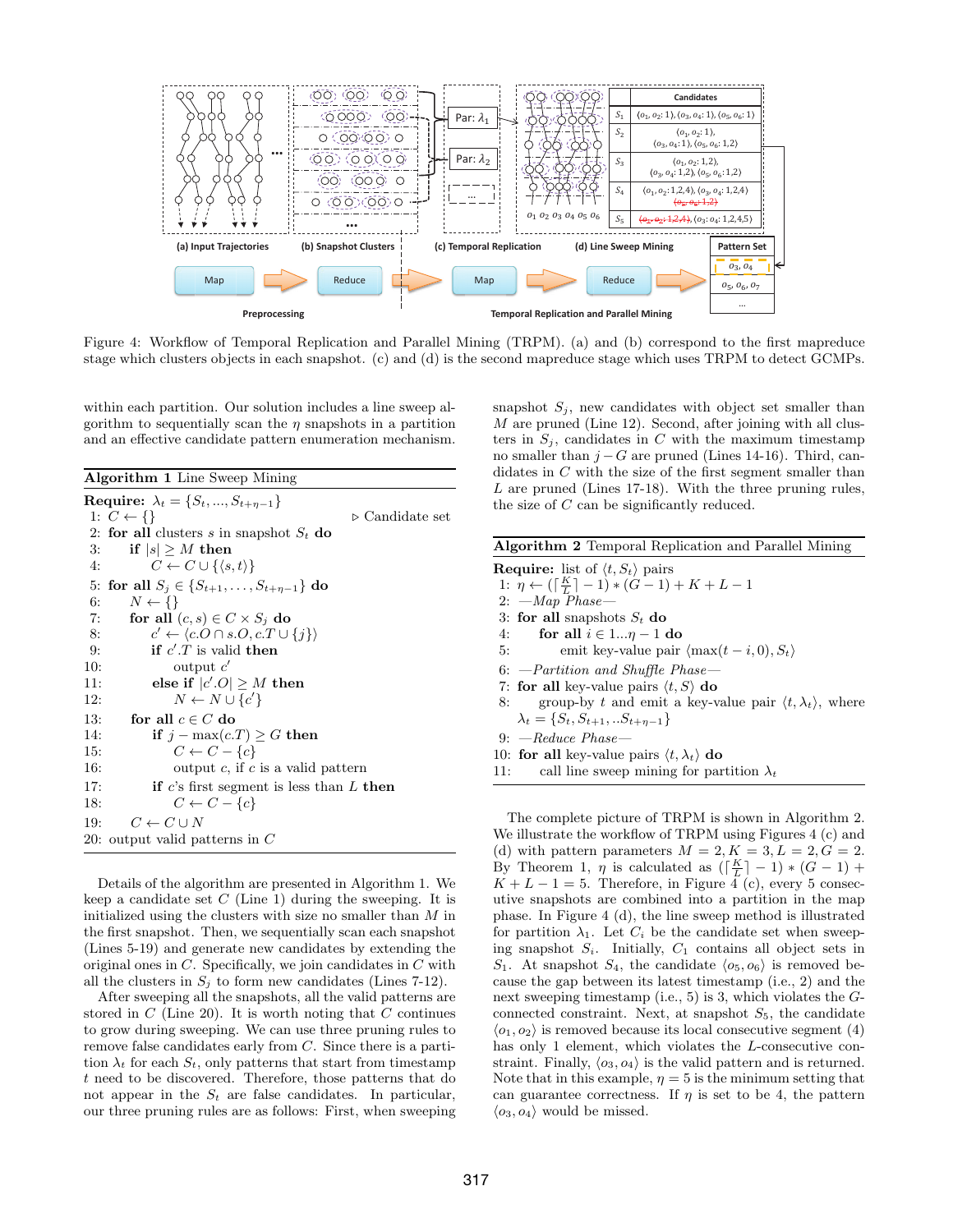Figure 4: Workflow of Temporal Replication and Parallel Mining (TRPM). (a) and (b) correspond to the first mapreduce stage which clusters objects in each snapshot. (c) and (d) is the second mapreduce stage which uses TRPM to detect GCMPs.

within each partition. Our solution includes a line sweep algorithm to sequentially scan the $\eta$ snapshots in a partition and an effective candidate pattern enumeration mechanism.

**Algorithm 1** Line Sweep Mining

```
Require: λ_t = {S_t, ..., S_{t+η-1}}
 1: C ← {}                                    ▷ Candidate set
 2: for all clusters s in snapshot S_t do
 3:    if |s| ≥ M then
 4:       C ← C ∪ {⟨s, t⟩}
 5: for all S_j ∈ {S_{t+1}, ..., S_{t+η-1}} do
 6:    N ← {}
 7:    for all (c, s) ∈ C × S_j do
 8:       c' ← ⟨c.O ∩ s.O, c.T ∪ {j}⟩
 9:       if c'.T is valid then
10:          output c'
11:       else if |c'.O| ≥ M then
12:          N ← N ∪ {c'}
13:    for all c ∈ C do
14:       if j − max(c.T) ≥ G then
15:          C ← C − {c}
16:          output c, if c is a valid pattern
17:       if c's first segment is less than L then
18:          C ← C − {c}
19:    C ← C ∪ N
20: output valid patterns in C
```

Details of the algorithm are presented in Algorithm 1. We keep a candidate set $C$ (Line 1) during the sweeping. It is initialized using the clusters with size no smaller than $M$ in the first snapshot. Then, we sequentially scan each snapshot (Lines 5-19) and generate new candidates by extending the original ones in $C$. Specifically, we join candidates in $C$ with all the clusters in $S_j$ to form new candidates (Lines 7-12).

After sweeping all the snapshots, all the valid patterns are stored in $C$ (Line 20). It is worth noting that $C$ continues to grow during sweeping. We can use three pruning rules to remove false candidates early from $C$. Since there is a partition $\lambda_t$ for each $S_t$, only patterns that start from timestamp $t$ need to be discovered. Therefore, those patterns that do not appear in the $S_t$ are false candidates. In particular, our three pruning rules are as follows: First, when sweeping snapshot $S_j$, new candidates with object set smaller than $M$ are pruned (Line 12). Second, after joining with all clusters in $S_j$, candidates in $C$ with the maximum timestamp no smaller than $j-G$ are pruned (Lines 14-16). Third, candidates in $C$ with the size of the first segment smaller than $L$ are pruned (Lines 17-18). With the three pruning rules, the size of $C$ can be significantly reduced.

**Algorithm 2** Temporal Replication and Parallel Mining

```
Require: list of ⟨t, S_t⟩ pairs
 1: η ← (⌈K/L⌉ − 1) * (G − 1) + K + L − 1
 2: —Map Phase—
 3: for all snapshots S_t do
 4:    for all i ∈ 1...η − 1 do
 5:       emit key-value pair ⟨max(t − i, 0), S_t⟩
 6: —Partition and Shuffle Phase—
 7: for all key-value pairs ⟨t, S⟩ do
 8:    group-by t and emit a key-value pair ⟨t, λ_t⟩, where
       λ_t = {S_t, S_{t+1}, ..S_{t+η−1}}
 9: —Reduce Phase—
10: for all key-value pairs ⟨t, λ_t⟩ do
11:    call line sweep mining for partition λ_t
```

The complete picture of TRPM is shown in Algorithm 2. We illustrate the workflow of TRPM using Figures 4 (c) and (d) with pattern parameters $M=2, K=3, L=2, G=2$. By Theorem 1, $\eta$ is calculated as $(\lceil \frac{K}{L} \rceil - 1) * (G-1) + K + L - 1 = 5$. Therefore, in Figure 4 (c), every 5 consecutive snapshots are combined into a partition in the map phase. In Figure 4 (d), the line sweep method is illustrated for partition $\lambda_1$. Let $C_i$ be the candidate set when sweeping snapshot $S_i$. Initially, $C_1$ contains all object sets in $S_1$. At snapshot $S_4$, the candidate $\langle o_5, o_6 \rangle$ is removed because the gap between its latest timestamp (i.e., 2) and the next sweeping timestamp (i.e., 5) is 3, which violates the $G$-connected constraint. Next, at snapshot $S_5$, the candidate $\langle o_1, o_2 \rangle$ is removed because its local consecutive segment (4) has only 1 element, which violates the $L$-consecutive constraint. Finally, $\langle o_3, o_4 \rangle$ is the valid pattern and is returned. Note that in this example, $\eta = 5$ is the minimum setting that can guarantee correctness. If $\eta$ is set to be 4, the pattern $\langle o_3, o_4 \rangle$ would be missed.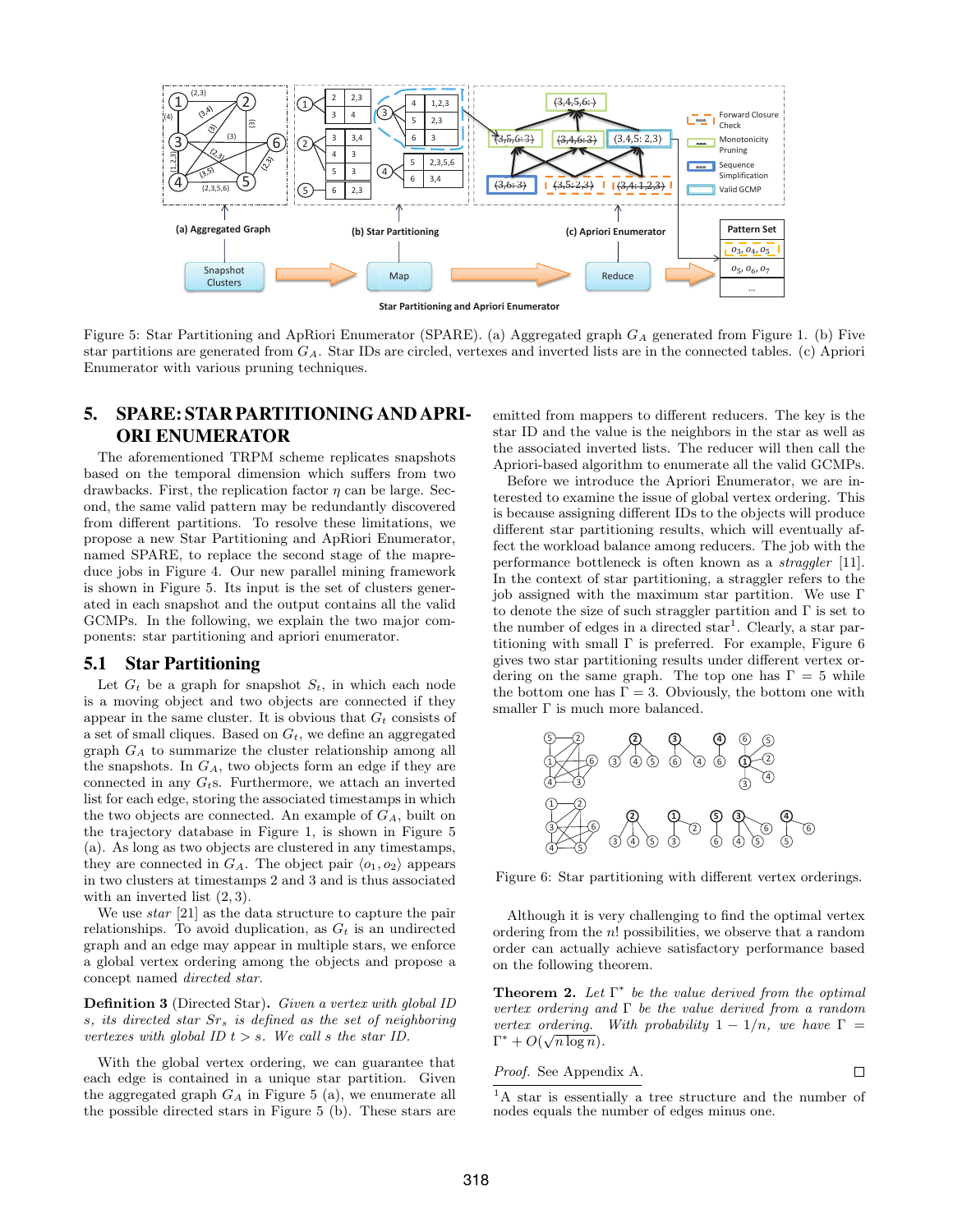Figure 5: Star Partitioning and ApRiori Enumerator (SPARE). (a) Aggregated graph $G_A$ generated from Figure 1. (b) Five star partitions are generated from $G_A$. Star IDs are circled, vertexes and inverted lists are in the connected tables. (c) Apriori Enumerator with various pruning techniques.

## 5. SPARE: STAR PARTITIONING AND APRIORI ENUMERATOR

The aforementioned TRPM scheme replicates snapshots based on the temporal dimension which suffers from two drawbacks. First, the replication factor $\eta$ can be large. Second, the same valid pattern may be redundantly discovered from different partitions. To resolve these limitations, we propose a new Star Partitioning and ApRiori Enumerator, named SPARE, to replace the second stage of the mapreduce jobs in Figure 4. Our new parallel mining framework is shown in Figure 5. Its input is the set of clusters generated in each snapshot and the output contains all the valid GCMPs. In the following, we explain the two major components: star partitioning and apriori enumerator.

### 5.1 Star Partitioning

Let $G_t$ be a graph for snapshot $S_t$, in which each node is a moving object and two objects are connected if they appear in the same cluster. It is obvious that $G_t$ consists of a set of small cliques. Based on $G_t$, we define an aggregated graph $G_A$ to summarize the cluster relationship among all the snapshots. In $G_A$, two objects form an edge if they are connected in any $G_t$s. Furthermore, we attach an inverted list for each edge, storing the associated timestamps in which the two objects are connected. An example of $G_A$, built on the trajectory database in Figure 1, is shown in Figure 5 (a). As long as two objects are clustered in any timestamps, they are connected in $G_A$. The object pair $\langle o_1, o_2\rangle$ appears in two clusters at timestamps 2 and 3 and is thus associated with an inverted list $(2, 3)$.

We use *star* [21] as the data structure to capture the pair relationships. To avoid duplication, as $G_t$ is an undirected graph and an edge may appear in multiple stars, we enforce a global vertex ordering among the objects and propose a concept named *directed star*.

**Definition 3** (Directed Star). *Given a vertex with global ID $s$, its directed star $Sr_s$ is defined as the set of neighboring vertexes with global ID $t > s$. We call $s$ the star ID.*

With the global vertex ordering, we can guarantee that each edge is contained in a unique star partition. Given the aggregated graph $G_A$ in Figure 5 (a), we enumerate all the possible directed stars in Figure 5 (b). These stars are emitted from mappers to different reducers. The key is the star ID and the value is the neighbors in the star as well as the associated inverted lists. The reducer will then call the Apriori-based algorithm to enumerate all the valid GCMPs.

Before we introduce the Apriori Enumerator, we are interested to examine the issue of global vertex ordering. This is because assigning different IDs to the objects will produce different star partitioning results, which will eventually affect the workload balance among reducers. The job with the performance bottleneck is often known as a *straggler* [11]. In the context of star partitioning, a straggler refers to the job assigned with the maximum star partition. We use $\Gamma$ to denote the size of such straggler partition and $\Gamma$ is set to the number of edges in a directed star[1]. Clearly, a star partitioning with small $\Gamma$ is preferred. For example, Figure 6 gives two star partitioning results under different vertex ordering on the same graph. The top one has $\Gamma = 5$ while the bottom one has $\Gamma = 3$. Obviously, the bottom one with smaller $\Gamma$ is much more balanced.

Figure 6: Star partitioning with different vertex orderings.

Although it is very challenging to find the optimal vertex ordering from the $n!$ possibilities, we observe that a random order can actually achieve satisfactory performance based on the following theorem.

**Theorem 2.** *Let $\Gamma^*$ be the value derived from the optimal vertex ordering and $\Gamma$ be the value derived from a random vertex ordering. With probability $1 - 1/n$, we have $\Gamma = \Gamma^* + O(\sqrt{n \log n})$.*

*Proof.* See Appendix A. □

[1] A star is essentially a tree structure and the number of nodes equals the number of edges minus one.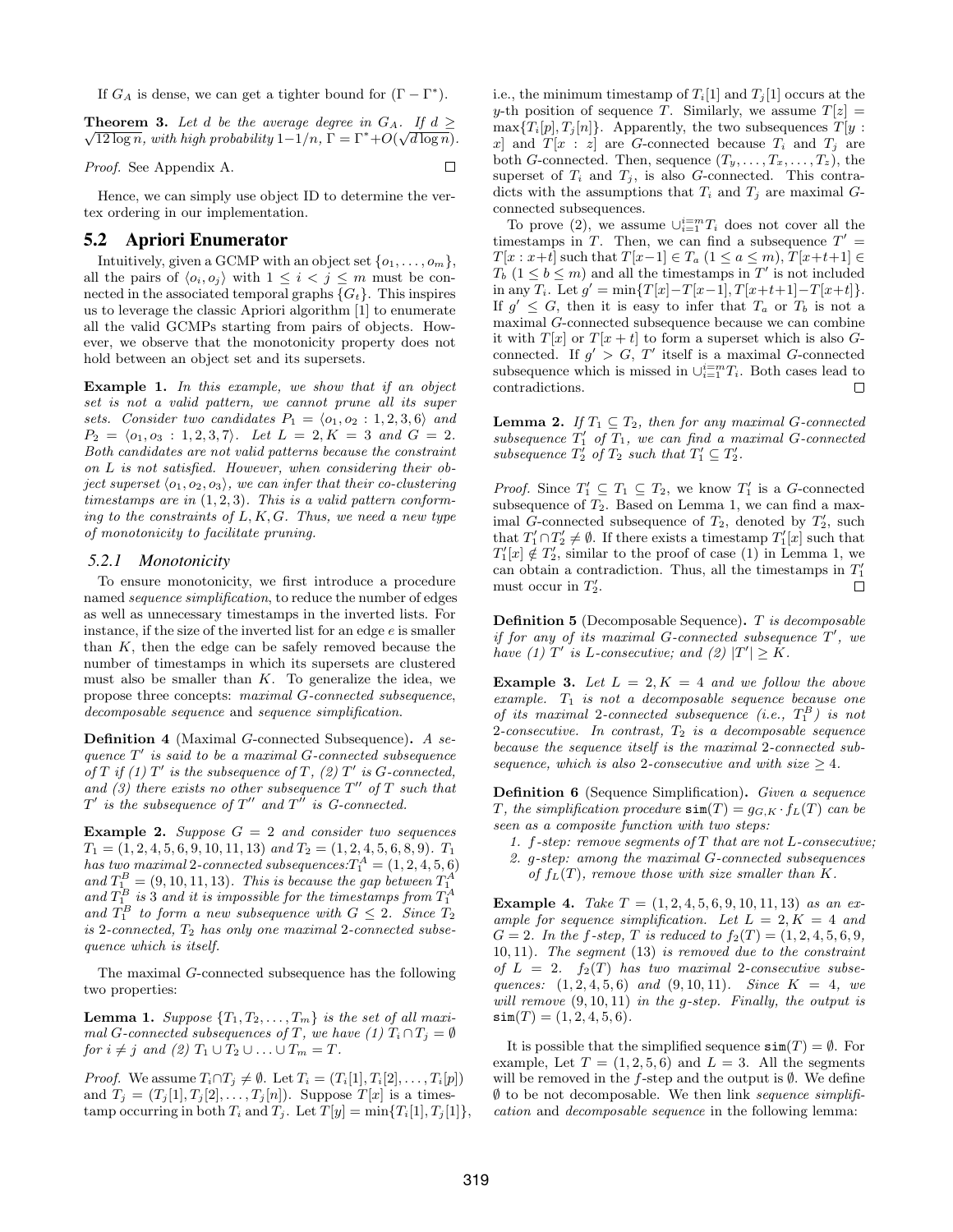If $G_A$ is dense, we can get a tighter bound for $(\Gamma - \Gamma^*)$.

**Theorem 3.** *Let $d$ be the average degree in $G_A$. If $d \geq \sqrt{12 \log n}$, with high probability $1-1/n$, $\Gamma = \Gamma^* + O(\sqrt{d \log n})$.*

*Proof.* See Appendix A. $\square$

Hence, we can simply use object ID to determine the vertex ordering in our implementation.

## 5.2 Apriori Enumerator

Intuitively, given a GCMP with an object set $\{o_1, \ldots, o_m\}$, all the pairs of $\langle o_i, o_j \rangle$ with $1 \leq i < j \leq m$ must be connected in the associated temporal graphs $\{G_t\}$. This inspires us to leverage the classic Apriori algorithm [1] to enumerate all the valid GCMPs starting from pairs of objects. However, we observe that the monotonicity property does not hold between an object set and its supersets.

**Example 1.** *In this example, we show that if an object set is not a valid pattern, we cannot prune all its super sets. Consider two candidates $P_1 = \langle o_1, o_2 : 1, 2, 3, 6 \rangle$ and $P_2 = \langle o_1, o_3 : 1, 2, 3, 7 \rangle$. Let $L = 2, K = 3$ and $G = 2$. Both candidates are not valid patterns because the constraint on $L$ is not satisfied. However, when considering their object superset $\langle o_1, o_2, o_3 \rangle$, we can infer that their co-clustering timestamps are in $(1, 2, 3)$. This is a valid pattern conforming to the constraints of $L, K, G$. Thus, we need a new type of monotonicity to facilitate pruning.*

### 5.2.1 Monotonicity

To ensure monotonicity, we first introduce a procedure named *sequence simplification*, to reduce the number of edges as well as unnecessary timestamps in the inverted lists. For instance, if the size of the inverted list for an edge $e$ is smaller than $K$, then the edge can be safely removed because the number of timestamps in which its supersets are clustered must also be smaller than $K$. To generalize the idea, we propose three concepts: *maximal G-connected subsequence*, *decomposable sequence* and *sequence simplification*.

**Definition 4** (Maximal $G$-connected Subsequence)**.** *A sequence $T'$ is said to be a maximal $G$-connected subsequence of $T$ if (1) $T'$ is the subsequence of $T$, (2) $T'$ is $G$-connected, and (3) there exists no other subsequence $T''$ of $T$ such that $T'$ is the subsequence of $T''$ and $T''$ is $G$-connected.*

**Example 2.** *Suppose $G = 2$ and consider two sequences $T_1 = (1, 2, 4, 5, 6, 9, 10, 11, 13)$ and $T_2 = (1, 2, 4, 5, 6, 8, 9)$. $T_1$ has two maximal 2-connected subsequences: $T_1^A = (1, 2, 4, 5, 6)$ and $T_1^B = (9, 10, 11, 13)$. This is because the gap between $T_1^A$ and $T_1^B$ is 3 and it is impossible for the timestamps from $T_1^A$ and $T_1^B$ to form a new subsequence with $G \leq 2$. Since $T_2$ is 2-connected, $T_2$ has only one maximal 2-connected subsequence which is itself.*

The maximal $G$-connected subsequence has the following two properties:

**Lemma 1.** *Suppose $\{T_1, T_2, \ldots, T_m\}$ is the set of all maximal $G$-connected subsequences of $T$, we have (1) $T_i \cap T_j = \emptyset$ for $i \neq j$ and (2) $T_1 \cup T_2 \cup \ldots \cup T_m = T$.*

*Proof.* We assume $T_i \cap T_j \neq \emptyset$. Let $T_i = (T_i[1], T_i[2], \ldots, T_i[p])$ and $T_j = (T_j[1], T_j[2], \ldots, T_j[n])$. Suppose $T[x]$ is a timestamp occurring in both $T_i$ and $T_j$. Let $T[y] = \min\{T_i[1], T_j[1]\}$, i.e., the minimum timestamp of $T_i[1]$ and $T_j[1]$ occurs at the $y$-th position of sequence $T$. Similarly, we assume $T[z] = \max\{T_i[p], T_j[n]\}$. Apparently, the two subsequences $T[y : x]$ and $T[x : z]$ are $G$-connected because $T_i$ and $T_j$ are both $G$-connected. Then, sequence $(T_y, \ldots, T_x, \ldots, T_z)$, the superset of $T_i$ and $T_j$, is also $G$-connected. This contradicts with the assumptions that $T_i$ and $T_j$ are maximal $G$-connected subsequences.

To prove (2), we assume $\cup_{i=1}^{i=m} T_i$ does not cover all the timestamps in $T$. Then, we can find a subsequence $T' = T[x : x+t]$ such that $T[x-1] \in T_a$ $(1 \leq a \leq m)$, $T[x+t+1] \in T_b$ $(1 \leq b \leq m)$ and all the timestamps in $T'$ is not included in any $T_i$. Let $g' = \min\{T[x] - T[x-1], T[x+t+1] - T[x+t]\}$. If $g' \leq G$, then it is easy to infer that $T_a$ or $T_b$ is not a maximal $G$-connected subsequence because we can combine it with $T[x]$ or $T[x+t]$ to form a superset which is also $G$-connected. If $g' > G$, $T'$ itself is a maximal $G$-connected subsequence which is missed in $\cup_{i=1}^{i=m} T_i$. Both cases lead to contradictions. $\square$

**Lemma 2.** *If $T_1 \subseteq T_2$, then for any maximal $G$-connected subsequence $T_1'$ of $T_1$, we can find a maximal $G$-connected subsequence $T_2'$ of $T_2$ such that $T_1' \subseteq T_2'$.*

*Proof.* Since $T_1' \subseteq T_1 \subseteq T_2$, we know $T_1'$ is a $G$-connected subsequence of $T_2$. Based on Lemma 1, we can find a maximal $G$-connected subsequence of $T_2$, denoted by $T_2'$, such that $T_1' \cap T_2' \neq \emptyset$. If there exists a timestamp $T_1'[x]$ such that $T_1'[x] \notin T_2'$, similar to the proof of case (1) in Lemma 1, we can obtain a contradiction. Thus, all the timestamps in $T_1'$ must occur in $T_2'$. $\square$

**Definition 5** (Decomposable Sequence)**.** *$T$ is decomposable if for any of its maximal $G$-connected subsequence $T'$, we have (1) $T'$ is $L$-consecutive; and (2) $|T'| \geq K$.*

**Example 3.** *Let $L = 2, K = 4$ and we follow the above example. $T_1$ is not a decomposable sequence because one of its maximal 2-connected subsequence (i.e., $T_1^B$) is not 2-consecutive. In contrast, $T_2$ is a decomposable sequence because the sequence itself is the maximal 2-connected subsequence, which is also 2-consecutive and with size $\geq 4$.*

**Definition 6** (Sequence Simplification)**.** *Given a sequence $T$, the simplification procedure $\mathtt{sim}(T) = g_{G,K} \cdot f_L(T)$ can be seen as a composite function with two steps:*

1. *$f$-step: remove segments of $T$ that are not $L$-consecutive;*
2. *$g$-step: among the maximal $G$-connected subsequences of $f_L(T)$, remove those with size smaller than $K$.*

**Example 4.** *Take $T = (1, 2, 4, 5, 6, 9, 10, 11, 13)$ as an example for sequence simplification. Let $L = 2, K = 4$ and $G = 2$. In the $f$-step, $T$ is reduced to $f_2(T) = (1, 2, 4, 5, 6, 9, 10, 11)$. The segment $(13)$ is removed due to the constraint of $L = 2$. $f_2(T)$ has two maximal 2-consecutive subsequences: $(1, 2, 4, 5, 6)$ and $(9, 10, 11)$. Since $K = 4$, we will remove $(9, 10, 11)$ in the $g$-step. Finally, the output is $\mathtt{sim}(T) = (1, 2, 4, 5, 6)$.*

It is possible that the simplified sequence $\mathtt{sim}(T) = \emptyset$. For example, Let $T = (1, 2, 5, 6)$ and $L = 3$. All the segments will be removed in the $f$-step and the output is $\emptyset$. We define $\emptyset$ to be not decomposable. We then link *sequence simplification* and *decomposable sequence* in the following lemma: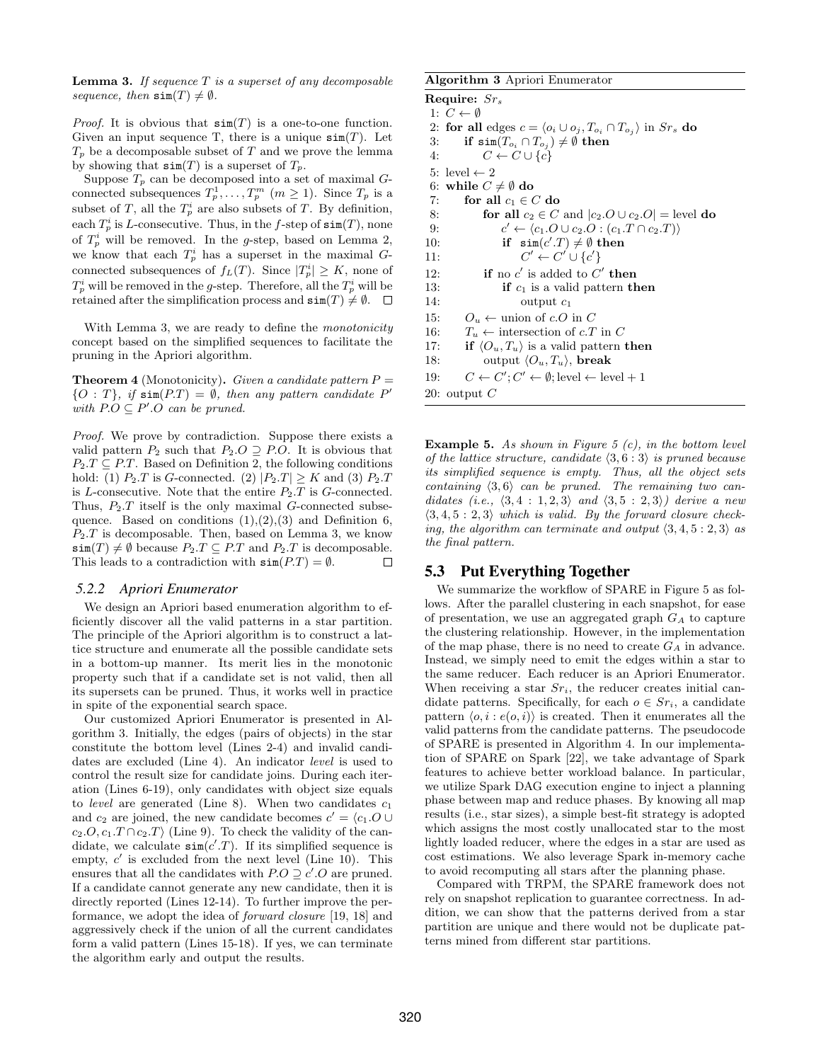**Lemma 3.** *If sequence $T$ is a superset of any decomposable sequence, then $\texttt{sim}(T) \neq \emptyset$.*

*Proof.* It is obvious that $\texttt{sim}(T)$ is a one-to-one function. Given an input sequence T, there is a unique $\texttt{sim}(T)$. Let $T_p$ be a decomposable subset of $T$ and we prove the lemma by showing that $\texttt{sim}(T)$ is a superset of $T_p$.

Suppose $T_p$ can be decomposed into a set of maximal $G$-connected subsequences $T_p^1, \ldots, T_p^m$ ($m \geq 1$). Since $T_p$ is a subset of $T$, all the $T_p^i$ are also subsets of $T$. By definition, each $T_p^i$ is $L$-consecutive. Thus, in the $f$-step of $\texttt{sim}(T)$, none of $T_p^i$ will be removed. In the $g$-step, based on Lemma 2, we know that each $T_p^i$ has a superset in the maximal $G$-connected subsequences of $f_L(T)$. Since $|T_p^i| \geq K$, none of $T_p^i$ will be removed in the $g$-step. Therefore, all the $T_p^i$ will be retained after the simplification process and $\texttt{sim}(T) \neq \emptyset$. $\square$

With Lemma 3, we are ready to define the *monotonicity* concept based on the simplified sequences to facilitate the pruning in the Apriori algorithm.

**Theorem 4** (Monotonicity)**.** *Given a candidate pattern $P = \{O : T\}$, if $\texttt{sim}(P.T) = \emptyset$, then any pattern candidate $P'$ with $P.O \subseteq P'.O$ can be pruned.*

*Proof.* We prove by contradiction. Suppose there exists a valid pattern $P_2$ such that $P_2.O \supseteq P.O$. It is obvious that $P_2.T \subseteq P.T$. Based on Definition 2, the following conditions hold: (1) $P_2.T$ is $G$-connected. (2) $|P_2.T| \geq K$ and (3) $P_2.T$ is $L$-consecutive. Note that the entire $P_2.T$ is $G$-connected. Thus, $P_2.T$ itself is the only maximal $G$-connected subsequence. Based on conditions (1),(2),(3) and Definition 6, $P_2.T$ is decomposable. Then, based on Lemma 3, we know $\texttt{sim}(T) \neq \emptyset$ because $P_2.T \subseteq P.T$ and $P_2.T$ is decomposable. This leads to a contradiction with $\texttt{sim}(P.T) = \emptyset$. $\square$

### 5.2.2 Apriori Enumerator

We design an Apriori based enumeration algorithm to efficiently discover all the valid patterns in a star partition. The principle of the Apriori algorithm is to construct a lattice structure and enumerate all the possible candidate sets in a bottom-up manner. Its merit lies in the monotonic property such that if a candidate set is not valid, then all its supersets can be pruned. Thus, it works well in practice in spite of the exponential search space.

Our customized Apriori Enumerator is presented in Algorithm 3. Initially, the edges (pairs of objects) in the star constitute the bottom level (Lines 2-4) and invalid candidates are excluded (Line 4). An indicator *level* is used to control the result size for candidate joins. During each iteration (Lines 6-19), only candidates with object size equals to *level* are generated (Line 8). When two candidates $c_1$ and $c_2$ are joined, the new candidate becomes $c' = \langle c_1.O \cup c_2.O, c_1.T \cap c_2.T\rangle$ (Line 9). To check the validity of the candidate, we calculate $\texttt{sim}(c'.T)$. If its simplified sequence is empty, $c'$ is excluded from the next level (Line 10). This ensures that all the candidates with $P.O \supseteq c'.O$ are pruned. If a candidate cannot generate any new candidate, then it is directly reported (Lines 12-14). To further improve the performance, we adopt the idea of *forward closure* [19, 18] and aggressively check if the union of all the current candidates form a valid pattern (Lines 15-18). If yes, we can terminate the algorithm early and output the results.

**Algorithm 3** Apriori Enumerator

```
Require: Sr_s
 1: C ← ∅
 2: for all edges c = ⟨o_i ∪ o_j, T_{o_i} ∩ T_{o_j}⟩ in Sr_s do
 3:     if sim(T_{o_i} ∩ T_{o_j}) ≠ ∅ then
 4:         C ← C ∪ {c}
 5: level ← 2
 6: while C ≠ ∅ do
 7:     for all c_1 ∈ C do
 8:         for all c_2 ∈ C and |c_2.O ∪ c_2.O| = level do
 9:             c' ← ⟨c_1.O ∪ c_2.O : (c_1.T ∩ c_2.T)⟩
10:             if sim(c'.T) ≠ ∅ then
11:                 C' ← C' ∪ {c'}
12:         if no c' is added to C' then
13:             if c_1 is a valid pattern then
14:                 output c_1
15:     O_u ← union of c.O in C
16:     T_u ← intersection of c.T in C
17:     if ⟨O_u, T_u⟩ is a valid pattern then
18:         output ⟨O_u, T_u⟩, break
19:     C ← C'; C' ← ∅; level ← level + 1
20: output C
```

**Example 5.** *As shown in Figure 5 (c), in the bottom level of the lattice structure, candidate $\langle 3, 6 : 3\rangle$ is pruned because its simplified sequence is empty. Thus, all the object sets containing $\langle 3, 6\rangle$ can be pruned. The remaining two candidates (i.e., $\langle 3, 4 : 1, 2, 3\rangle$ and $\langle 3, 5 : 2, 3\rangle$) derive a new $\langle 3, 4, 5 : 2, 3\rangle$ which is valid. By the forward closure checking, the algorithm can terminate and output $\langle 3, 4, 5 : 2, 3\rangle$ as the final pattern.*

## 5.3 Put Everything Together

We summarize the workflow of SPARE in Figure 5 as follows. After the parallel clustering in each snapshot, for ease of presentation, we use an aggregated graph $G_A$ to capture the clustering relationship. However, in the implementation of the map phase, there is no need to create $G_A$ in advance. Instead, we simply need to emit the edges within a star to the same reducer. Each reducer is an Apriori Enumerator. When receiving a star $Sr_i$, the reducer creates initial candidate patterns. Specifically, for each $o \in Sr_i$, a candidate pattern $\langle o, i : e(o, i)\rangle$ is created. Then it enumerates all the valid patterns from the candidate patterns. The pseudocode of SPARE is presented in Algorithm 4. In our implementation of SPARE on Spark [22], we take advantage of Spark features to achieve better workload balance. In particular, we utilize Spark DAG execution engine to inject a planning phase between map and reduce phases. By knowing all map results (i.e., star sizes), a simple best-fit strategy is adopted which assigns the most costly unallocated star to the most lightly loaded reducer, where the edges in a star are used as cost estimations. We also leverage Spark in-memory cache to avoid recomputing all stars after the planning phase.

Compared with TRPM, the SPARE framework does not rely on snapshot replication to guarantee correctness. In addition, we can show that the patterns derived from a star partition are unique and there would not be duplicate patterns mined from different star partitions.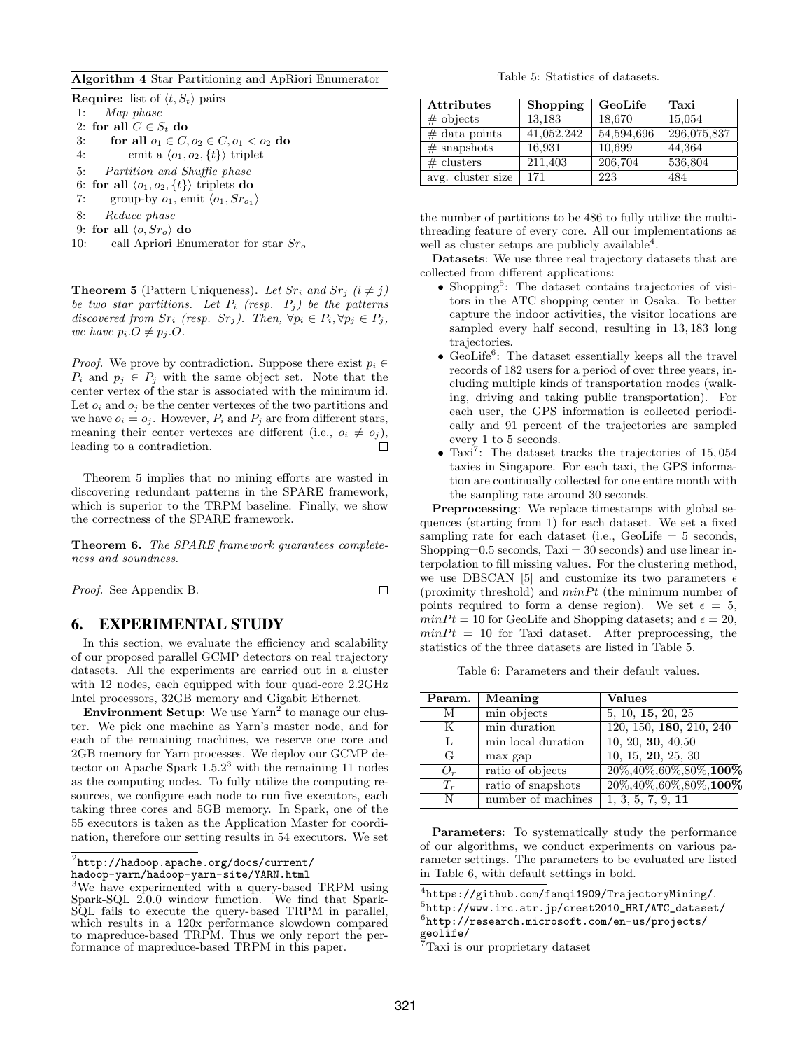**Algorithm 4** Star Partitioning and ApRiori Enumerator

**Require:** list of $\langle t, S_t \rangle$ pairs
1: *—Map phase—*
2: **for all** $C \in S_t$ **do**
3: &nbsp;&nbsp;&nbsp;&nbsp;**for all** $o_1 \in C, o_2 \in C, o_1 < o_2$ **do**
4: &nbsp;&nbsp;&nbsp;&nbsp;&nbsp;&nbsp;&nbsp;&nbsp;emit a $\langle o_1, o_2, \{t\} \rangle$ triplet
5: *—Partition and Shuffle phase—*
6: **for all** $\langle o_1, o_2, \{t\} \rangle$ triplets **do**
7: &nbsp;&nbsp;&nbsp;&nbsp;group-by $o_1$, emit $\langle o_1, Sr_{o_1} \rangle$
8: *—Reduce phase—*
9: **for all** $\langle o, Sr_o \rangle$ **do**
10: &nbsp;&nbsp;&nbsp;&nbsp;call Apriori Enumerator for star $Sr_o$

**Theorem 5** (Pattern Uniqueness)**.** *Let $Sr_i$ and $Sr_j$ $(i \neq j)$ be two star partitions. Let $P_i$ (resp. $P_j$) be the patterns discovered from $Sr_i$ (resp. $Sr_j$). Then, $\forall p_i \in P_i, \forall p_j \in P_j$, we have $p_i.O \neq p_j.O$.*

*Proof.* We prove by contradiction. Suppose there exist $p_i \in P_i$ and $p_j \in P_j$ with the same object set. Note that the center vertex of the star is associated with the minimum id. Let $o_i$ and $o_j$ be the center vertexes of the two partitions and we have $o_i = o_j$. However, $P_i$ and $P_j$ are from different stars, meaning their center vertexes are different (i.e., $o_i \neq o_j$), leading to a contradiction. ☐

Theorem 5 implies that no mining efforts are wasted in discovering redundant patterns in the SPARE framework, which is superior to the TRPM baseline. Finally, we show the correctness of the SPARE framework.

**Theorem 6.** *The SPARE framework guarantees completeness and soundness.*

*Proof.* See Appendix B. ☐

# 6. EXPERIMENTAL STUDY

In this section, we evaluate the efficiency and scalability of our proposed parallel GCMP detectors on real trajectory datasets. All the experiments are carried out in a cluster with 12 nodes, each equipped with four quad-core 2.2GHz Intel processors, 32GB memory and Gigabit Ethernet.

**Environment Setup**: We use Yarn[2] to manage our cluster. We pick one machine as Yarn's master node, and for each of the remaining machines, we reserve one core and 2GB memory for Yarn processes. We deploy our GCMP detector on Apache Spark 1.5.2[3] with the remaining 11 nodes as the computing nodes. To fully utilize the computing resources, we configure each node to run five executors, each taking three cores and 5GB memory. In Spark, one of the 55 executors is taken as the Application Master for coordination, therefore our setting results in 54 executors. We set the number of partitions to be 486 to fully utilize the multi-threading feature of every core. All our implementations as well as cluster setups are publicly available[4].

Table 5: Statistics of datasets.

| Attributes | Shopping | GeoLife | Taxi |
|---|---|---|---|
| # objects | 13,183 | 18,670 | 15,054 |
| # data points | 41,052,242 | 54,594,696 | 296,075,837 |
| # snapshots | 16,931 | 10,699 | 44,364 |
| # clusters | 211,403 | 206,704 | 536,804 |
| avg. cluster size | 171 | 223 | 484 |

**Datasets**: We use three real trajectory datasets that are collected from different applications:

- Shopping[5]: The dataset contains trajectories of visitors in the ATC shopping center in Osaka. To better capture the indoor activities, the visitor locations are sampled every half second, resulting in 13,183 long trajectories.
- GeoLife[6]: The dataset essentially keeps all the travel records of 182 users for a period of over three years, including multiple kinds of transportation modes (walking, driving and taking public transportation). For each user, the GPS information is collected periodically and 91 percent of the trajectories are sampled every 1 to 5 seconds.
- Taxi[7]: The dataset tracks the trajectories of 15,054 taxies in Singapore. For each taxi, the GPS information are continually collected for one entire month with the sampling rate around 30 seconds.

**Preprocessing**: We replace timestamps with global sequences (starting from 1) for each dataset. We set a fixed sampling rate for each dataset (i.e., GeoLife = 5 seconds, Shopping=0.5 seconds, Taxi = 30 seconds) and use linear interpolation to fill missing values. For the clustering method, we use DBSCAN [5] and customize its two parameters $\epsilon$ (proximity threshold) and $minPt$ (the minimum number of points required to form a dense region). We set $\epsilon = 5$, $minPt = 10$ for GeoLife and Shopping datasets; and $\epsilon = 20$, $minPt = 10$ for Taxi dataset. After preprocessing, the statistics of the three datasets are listed in Table 5.

Table 6: Parameters and their default values.

| Param. | Meaning | Values |
|---|---|---|
| M | min objects | 5, 10, **15**, 20, 25 |
| K | min duration | 120, 150, **180**, 210, 240 |
| L | min local duration | 10, 20, **30**, 40,50 |
| G | max gap | 10, 15, **20**, 25, 30 |
| $O_r$ | ratio of objects | 20%,40%,60%,80%,**100%** |
| $T_r$ | ratio of snapshots | 20%,40%,60%,80%,**100%** |
| N | number of machines | 1, 3, 5, 7, 9, **11** |

**Parameters**: To systematically study the performance of our algorithms, we conduct experiments on various parameter settings. The parameters to be evaluated are listed in Table 6, with default settings in bold.

[2] http://hadoop.apache.org/docs/current/hadoop-yarn/hadoop-yarn-site/YARN.html

[3] We have experimented with a query-based TRPM using Spark-SQL 2.0.0 window function. We find that Spark-SQL fails to execute the query-based TRPM in parallel, which results in a 120x performance slowdown compared to mapreduce-based TRPM. Thus we only report the performance of mapreduce-based TRPM in this paper.

[4] https://github.com/fanqi1909/TrajectoryMining/.

[5] http://www.irc.atr.jp/crest2010_HRI/ATC_dataset/

[6] http://research.microsoft.com/en-us/projects/geolife/

[7] Taxi is our proprietary dataset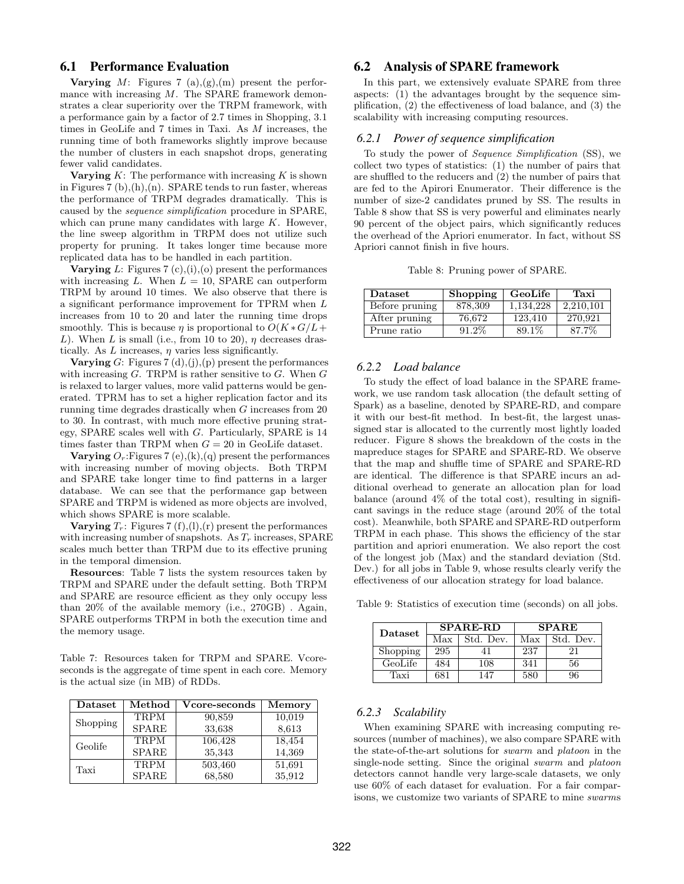## 6.1 Performance Evaluation

**Varying** $M$: Figures 7 (a),(g),(m) present the performance with increasing $M$. The SPARE framework demonstrates a clear superiority over the TRPM framework, with a performance gain by a factor of 2.7 times in Shopping, 3.1 times in GeoLife and 7 times in Taxi. As $M$ increases, the running time of both frameworks slightly improve because the number of clusters in each snapshot drops, generating fewer valid candidates.

**Varying** $K$: The performance with increasing $K$ is shown in Figures 7 (b),(h),(n). SPARE tends to run faster, whereas the performance of TRPM degrades dramatically. This is caused by the *sequence simplification* procedure in SPARE, which can prune many candidates with large $K$. However, the line sweep algorithm in TRPM does not utilize such property for pruning. It takes longer time because more replicated data has to be handled in each partition.

**Varying** $L$: Figures 7 (c),(i),(o) present the performances with increasing $L$. When $L = 10$, SPARE can outperform TRPM by around 10 times. We also observe that there is a significant performance improvement for TPRM when $L$ increases from 10 to 20 and later the running time drops smoothly. This is because $\eta$ is proportional to $O(K * G/L + L)$. When $L$ is small (i.e., from 10 to 20), $\eta$ decreases drastically. As $L$ increases, $\eta$ varies less significantly.

**Varying** $G$: Figures 7 (d),(j),(p) present the performances with increasing $G$. TRPM is rather sensitive to $G$. When $G$ is relaxed to larger values, more valid patterns would be generated. TRPM has to set a higher replication factor and its running time degrades drastically when $G$ increases from 20 to 30. In contrast, with much more effective pruning strategy, SPARE scales well with $G$. Particularly, SPARE is 14 times faster than TRPM when $G = 20$ in GeoLife dataset.

**Varying** $O_r$:Figures 7 (e),(k),(q) present the performances with increasing number of moving objects. Both TRPM and SPARE take longer time to find patterns in a larger database. We can see that the performance gap between SPARE and TRPM is widened as more objects are involved, which shows SPARE is more scalable.

**Varying** $T_r$: Figures 7 (f),(l),(r) present the performances with increasing number of snapshots. As $T_r$ increases, SPARE scales much better than TRPM due to its effective pruning in the temporal dimension.

**Resources**: Table 7 lists the system resources taken by TRPM and SPARE under the default setting. Both TRPM and SPARE are resource efficient as they only occupy less than 20% of the available memory (i.e., 270GB) . Again, SPARE outperforms TRPM in both the execution time and the memory usage.

Table 7: Resources taken for TRPM and SPARE. Vcore-seconds is the aggregate of time spent in each core. Memory is the actual size (in MB) of RDDs.

| Dataset | Method | Vcore-seconds | Memory |
|---|---|---|---|
| Shopping | TRPM | 90,859 | 10,019 |
| | SPARE | 33,638 | 8,613 |
| Geolife | TRPM | 106,428 | 18,454 |
| | SPARE | 35,343 | 14,369 |
| Taxi | TRPM | 503,460 | 51,691 |
| | SPARE | 68,580 | 35,912 |

## 6.2 Analysis of SPARE framework

In this part, we extensively evaluate SPARE from three aspects: (1) the advantages brought by the sequence simplification, (2) the effectiveness of load balance, and (3) the scalability with increasing computing resources.

### 6.2.1 Power of sequence simplification

To study the power of *Sequence Simplification* (SS), we collect two types of statistics: (1) the number of pairs that are shuffled to the reducers and (2) the number of pairs that are fed to the Apirori Enumerator. Their difference is the number of size-2 candidates pruned by SS. The results in Table 8 show that SS is very powerful and eliminates nearly 90 percent of the object pairs, which significantly reduces the overhead of the Apriori enumerator. In fact, without SS Apriori cannot finish in five hours.

Table 8: Pruning power of SPARE.

| Dataset | Shopping | GeoLife | Taxi |
|---|---|---|---|
| Before pruning | 878,309 | 1,134,228 | 2,210,101 |
| After pruning | 76,672 | 123,410 | 270,921 |
| Prune ratio | 91.2% | 89.1% | 87.7% |

### 6.2.2 Load balance

To study the effect of load balance in the SPARE framework, we use random task allocation (the default setting of Spark) as a baseline, denoted by SPARE-RD, and compare it with our best-fit method. In best-fit, the largest unassigned star is allocated to the currently most lightly loaded reducer. Figure 8 shows the breakdown of the costs in the mapreduce stages for SPARE and SPARE-RD. We observe that the map and shuffle time of SPARE and SPARE-RD are identical. The difference is that SPARE incurs an additional overhead to generate an allocation plan for load balance (around 4% of the total cost), resulting in significant savings in the reduce stage (around 20% of the total cost). Meanwhile, both SPARE and SPARE-RD outperform TRPM in each phase. This shows the efficiency of the star partition and apriori enumeration. We also report the cost of the longest job (Max) and the standard deviation (Std. Dev.) for all jobs in Table 9, whose results clearly verify the effectiveness of our allocation strategy for load balance.

Table 9: Statistics of execution time (seconds) on all jobs.

| Dataset | SPARE-RD | | SPARE | |
|---|---|---|---|---|
| | Max | Std. Dev. | Max | Std. Dev. |
| Shopping | 295 | 41 | 237 | 21 |
| GeoLife | 484 | 108 | 341 | 56 |
| Taxi | 681 | 147 | 580 | 96 |

### 6.2.3 Scalability

When examining SPARE with increasing computing resources (number of machines), we also compare SPARE with the state-of-the-art solutions for *swarm* and *platoon* in the single-node setting. Since the original *swarm* and *platoon* detectors cannot handle very large-scale datasets, we only use 60% of each dataset for evaluation. For a fair comparisons, we customize two variants of SPARE to mine *swarms*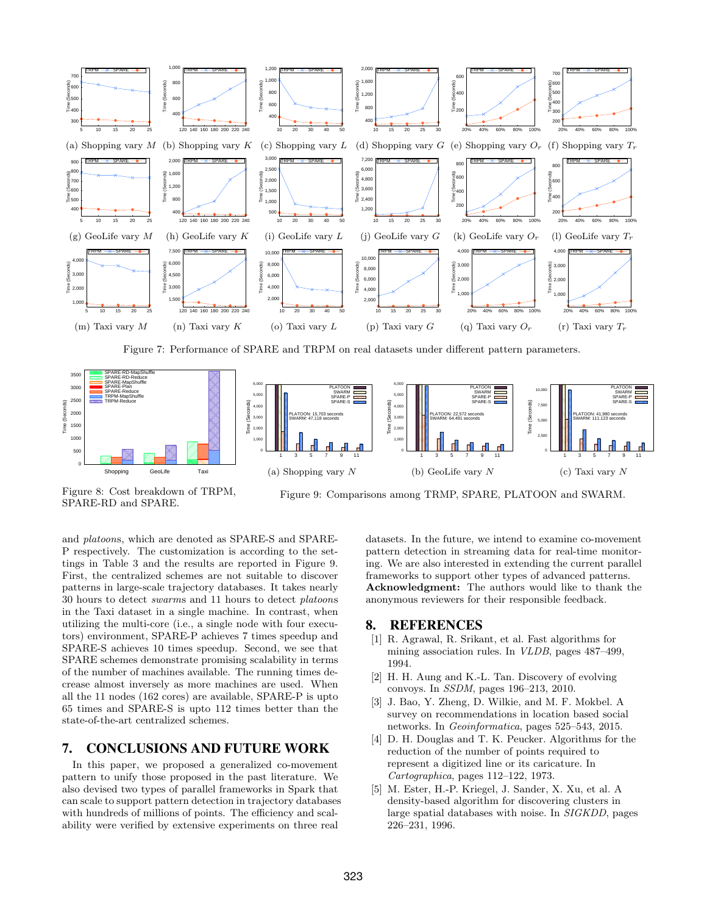(a) Shopping vary $M$ (b) Shopping vary $K$ (c) Shopping vary $L$ (d) Shopping vary $G$ (e) Shopping vary $O_r$ (f) Shopping vary $T_r$

(g) GeoLife vary $M$ (h) GeoLife vary $K$ (i) GeoLife vary $L$ (j) GeoLife vary $G$ (k) GeoLife vary $O_r$ (l) GeoLife vary $T_r$

(m) Taxi vary $M$ (n) Taxi vary $K$ (o) Taxi vary $L$ (p) Taxi vary $G$ (q) Taxi vary $O_r$ (r) Taxi vary $T_r$

Figure 7: Performance of SPARE and TRPM on real datasets under different pattern parameters.

Figure 8: Cost breakdown of TRPM, SPARE-RD and SPARE.

(a) Shopping vary $N$ (b) GeoLife vary $N$ (c) Taxi vary $N$

Figure 9: Comparisons among TRMP, SPARE, PLATOON and SWARM.

and *platoons*, which are denoted as SPARE-S and SPARE-P respectively. The customization is according to the settings in Table 3 and the results are reported in Figure 9. First, the centralized schemes are not suitable to discover patterns in large-scale trajectory databases. It takes nearly 30 hours to detect *swarms* and 11 hours to detect *platoons* in the Taxi dataset in a single machine. In contrast, when utilizing the multi-core (i.e., a single node with four executors) environment, SPARE-P achieves 7 times speedup and SPARE-S achieves 10 times speedup. Second, we see that SPARE schemes demonstrate promising scalability in terms of the number of machines available. The running times decrease almost inversely as more machines are used. When all the 11 nodes (162 cores) are available, SPARE-P is upto 65 times and SPARE-S is upto 112 times better than the state-of-the-art centralized schemes.

# 7. CONCLUSIONS AND FUTURE WORK

In this paper, we proposed a generalized co-movement pattern to unify those proposed in the past literature. We also devised two types of parallel frameworks in Spark that can scale to support pattern detection in trajectory databases with hundreds of millions of points. The efficiency and scalability were verified by extensive experiments on three real datasets. In the future, we intend to examine co-movement pattern detection in streaming data for real-time monitoring. We are also interested in extending the current parallel frameworks to support other types of advanced patterns.

**Acknowledgment:** The authors would like to thank the anonymous reviewers for their responsible feedback.

# 8. REFERENCES

[1] R. Agrawal, R. Srikant, et al. Fast algorithms for mining association rules. In *VLDB*, pages 487–499, 1994.

[2] H. H. Aung and K.-L. Tan. Discovery of evolving convoys. In *SSDM*, pages 196–213, 2010.

[3] J. Bao, Y. Zheng, D. Wilkie, and M. F. Mokbel. A survey on recommendations in location based social networks. In *Geoinformatica*, pages 525–543, 2015.

[4] D. H. Douglas and T. K. Peucker. Algorithms for the reduction of the number of points required to represent a digitized line or its caricature. In *Cartographica*, pages 112–122, 1973.

[5] M. Ester, H.-P. Kriegel, J. Sander, X. Xu, et al. A density-based algorithm for discovering clusters in large spatial databases with noise. In *SIGKDD*, pages 226–231, 1996.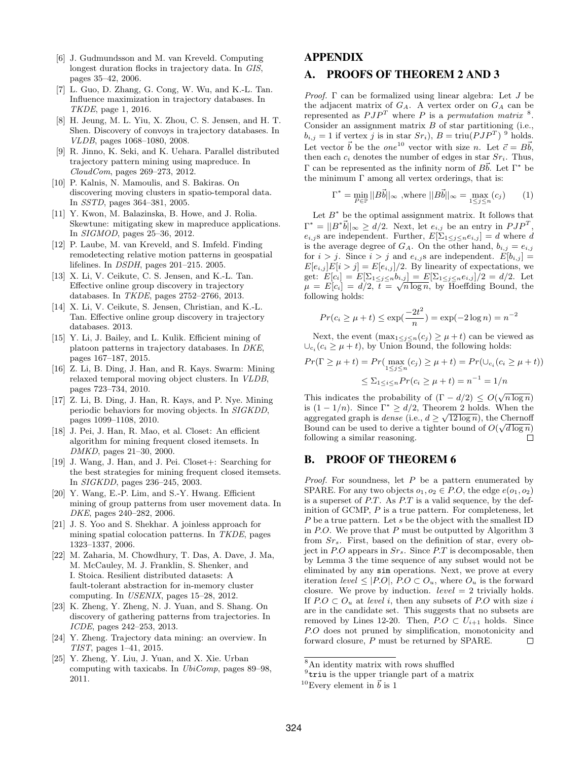[6] J. Gudmundsson and M. van Kreveld. Computing longest duration flocks in trajectory data. In *GIS*, pages 35–42, 2006.

[7] L. Guo, D. Zhang, G. Cong, W. Wu, and K.-L. Tan. Influence maximization in trajectory databases. In *TKDE*, page 1, 2016.

[8] H. Jeung, M. L. Yiu, X. Zhou, C. S. Jensen, and H. T. Shen. Discovery of convoys in trajectory databases. In *VLDB*, pages 1068–1080, 2008.

[9] R. Jinno, K. Seki, and K. Uehara. Parallel distributed trajectory pattern mining using mapreduce. In *CloudCom*, pages 269–273, 2012.

[10] P. Kalnis, N. Mamoulis, and S. Bakiras. On discovering moving clusters in spatio-temporal data. In *SSTD*, pages 364–381, 2005.

[11] Y. Kwon, M. Balazinska, B. Howe, and J. Rolia. Skewtune: mitigating skew in mapreduce applications. In *SIGMOD*, pages 25–36, 2012.

[12] P. Laube, M. van Kreveld, and S. Imfeld. Finding remodetecting relative motion patterns in geospatial lifelines. In *DSDH*, pages 201–215. 2005.

[13] X. Li, V. Ceikute, C. S. Jensen, and K.-L. Tan. Effective online group discovery in trajectory databases. In *TKDE*, pages 2752–2766, 2013.

[14] X. Li, V. Ceikute, S. Jensen, Christian, and K.-L. Tan. Effective online group discovery in trajectory databases. 2013.

[15] Y. Li, J. Bailey, and L. Kulik. Efficient mining of platoon patterns in trajectory databases. In *DKE*, pages 167–187, 2015.

[16] Z. Li, B. Ding, J. Han, and R. Kays. Swarm: Mining relaxed temporal moving object clusters. In *VLDB*, pages 723–734, 2010.

[17] Z. Li, B. Ding, J. Han, R. Kays, and P. Nye. Mining periodic behaviors for moving objects. In *SIGKDD*, pages 1099–1108, 2010.

[18] J. Pei, J. Han, R. Mao, et al. Closet: An efficient algorithm for mining frequent closed itemsets. In *DMKD*, pages 21–30, 2000.

[19] J. Wang, J. Han, and J. Pei. Closet+: Searching for the best strategies for mining frequent closed itemsets. In *SIGKDD*, pages 236–245, 2003.

[20] Y. Wang, E.-P. Lim, and S.-Y. Hwang. Efficient mining of group patterns from user movement data. In *DKE*, pages 240–282, 2006.

[21] J. S. Yoo and S. Shekhar. A joinless approach for mining spatial colocation patterns. In *TKDE*, pages 1323–1337, 2006.

[22] M. Zaharia, M. Chowdhury, T. Das, A. Dave, J. Ma, M. McCauley, M. J. Franklin, S. Shenker, and I. Stoica. Resilient distributed datasets: A fault-tolerant abstraction for in-memory cluster computing. In *USENIX*, pages 15–28, 2012.

[23] K. Zheng, Y. Zheng, N. J. Yuan, and S. Shang. On discovery of gathering patterns from trajectories. In *ICDE*, pages 242–253, 2013.

[24] Y. Zheng. Trajectory data mining: an overview. In *TIST*, pages 1–41, 2015.

[25] Y. Zheng, Y. Liu, J. Yuan, and X. Xie. Urban computing with taxicabs. In *UbiComp*, pages 89–98, 2011.

# APPENDIX

## A. PROOFS OF THEOREM 2 AND 3

*Proof.* $\Gamma$ can be formalized using linear algebra: Let $J$ be the adjacent matrix of $G_A$. A vertex order on $G_A$ can be represented as $PJP^T$ where $P$ is a *permutation matrix* [8]. Consider an assignment matrix $B$ of star partitioning (i.e., $b_{i,j} = 1$ if vertex $j$ is in star $Sr_i$), $B = \text{triu}(PJP^T)$ [9] holds. Let vector $\vec{b}$ be the *one*[10] vector with size $n$. Let $\vec{c} = B\vec{b}$, then each $c_i$ denotes the number of edges in star $Sr_i$. Thus, $\Gamma$ can be represented as the infinity norm of $B\vec{b}$. Let $\Gamma^*$ be the minimum $\Gamma$ among all vertex orderings, that is:

$$\Gamma^* = \min_{P \in \mathbb{P}} ||B\vec{b}||_\infty \text{ ,where } ||B\vec{b}||_\infty = \max_{1 \le j \le n}(c_j) \tag{1}$$

Let $B^*$ be the optimal assignment matrix. It follows that $\Gamma^* = ||B^*\vec{b}||_\infty \ge d/2$. Next, let $e_{i,j}$ be an entry in $PJP^T$, $e_{i,j}$s are independent. Further, $E[\Sigma_{1 \le j \le n} e_{i,j}] = d$ where $d$ is the average degree of $G_A$. On the other hand, $b_{i,j} = e_{i,j}$ for $i > j$. Since $i > j$ and $e_{i,j}$s are independent. $E[b_{i,j}] = E[e_{i,j}]E[i > j] = E[e_{i,j}]/2$. By linearity of expectations, we get: $E[c_i] = E[\Sigma_{1 \le j \le n} b_{i,j}] = E[\Sigma_{1 \le j \le n} e_{i,j}]/2 = d/2$. Let $\mu = E[c_i] = d/2$, $t = \sqrt{n \log n}$, by Hoeffding Bound, the following holds:

$$Pr(c_i \ge \mu + t) \le \exp(\frac{-2t^2}{n}) = \exp(-2\log n) = n^{-2}$$

Next, the event $(\max_{1 \le j \le n}(c_j) \ge \mu + t)$ can be viewed as $\cup_{c_i}(c_i \ge \mu + t)$, by Union Bound, the following holds:

$$Pr(\Gamma \ge \mu + t) = Pr(\max_{1 \le j \le n}(c_j) \ge \mu + t) = Pr(\cup_{c_i}(c_i \ge \mu + t))$$

$$\le \Sigma_{1 \le i \le n} Pr(c_i \ge \mu + t) = n^{-1} = 1/n$$

This indicates the probability of $(\Gamma - d/2) \le O(\sqrt{n \log n})$ is $(1 - 1/n)$. Since $\Gamma^* \ge d/2$, Theorem 2 holds. When the aggregated graph is *dense* (i.e., $d \ge \sqrt{12 \log n}$), the Chernoff Bound can be used to derive a tighter bound of $O(\sqrt{d \log n})$ following a similar reasoning. □

## B. PROOF OF THEOREM 6

*Proof.* For soundness, let $P$ be a pattern enumerated by SPARE. For any two objects $o_1, o_2 \in P.O$, the edge $e(o_1, o_2)$ is a superset of $P.T$. As $P.T$ is a valid sequence, by the definition of GCMP, $P$ is a true pattern. For completeness, let $P$ be a true pattern. Let $s$ be the object with the smallest ID in $P.O$. We prove that $P$ must be outputted by Algorithm 3 from $Sr_s$. First, based on the definition of star, every object in $P.O$ appears in $Sr_s$. Since $P.T$ is decomposable, then by Lemma 3 the time sequence of any subset would not be eliminated by any `sim` operations. Next, we prove at every iteration $level \le |P.O|$, $P.O \subset O_u$, where $O_u$ is the forward closure. We prove by induction. $level = 2$ trivially holds. If $P.O \subset O_u$ at $level$ $i$, then any subsets of $P.O$ with size $i$ are in the candidate set. This suggests that no subsets are removed by Lines 12-20. Then, $P.O \subset U_{i+1}$ holds. Since $P.O$ does not pruned by simplification, monotonicity and forward closure, $P$ must be returned by SPARE. □

---

[8] An identity matrix with rows shuffled

[9] `triu` is the upper triangle part of a matrix

[10] Every element in $\vec{b}$ is 1